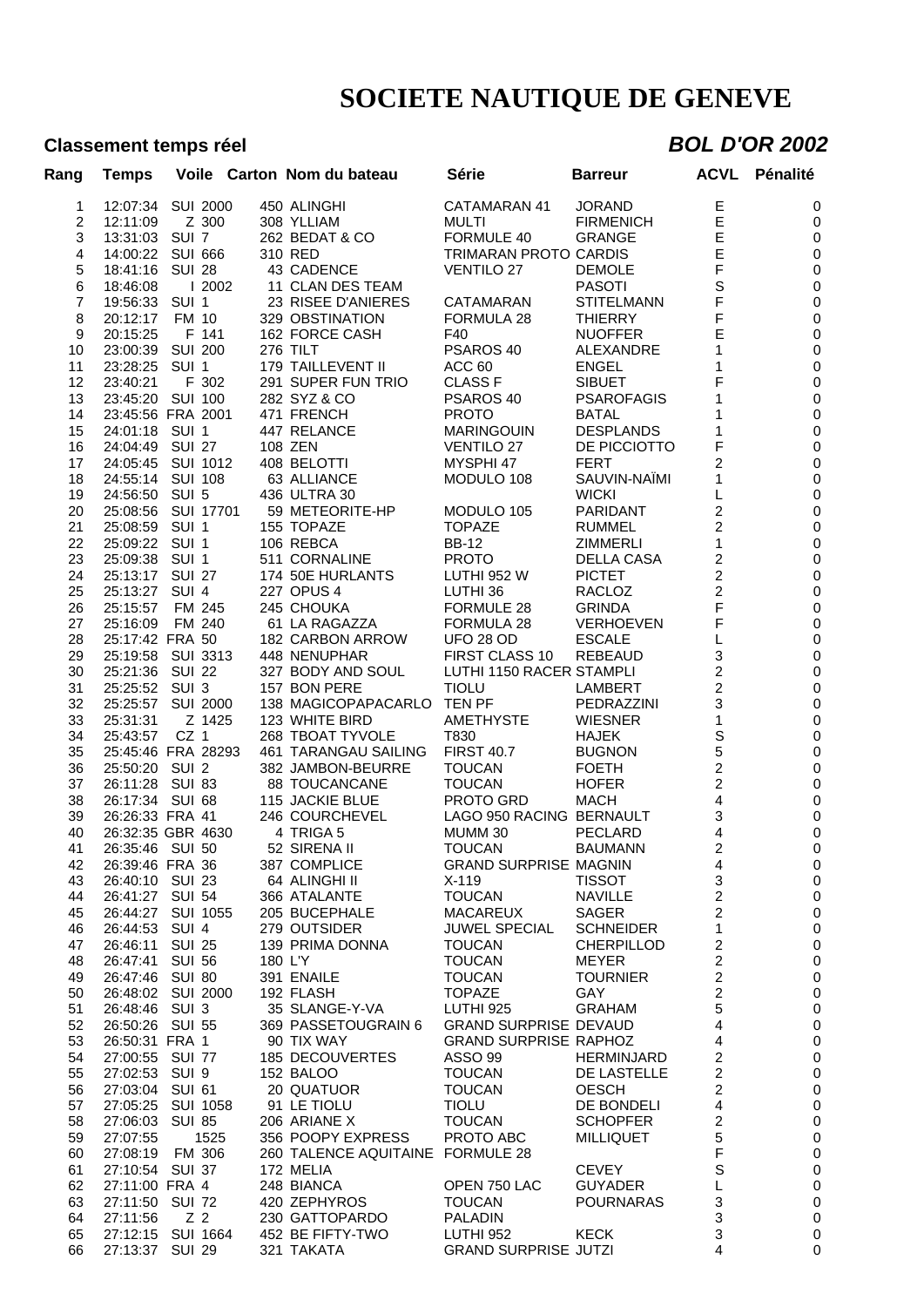# SOCIETE NAUTIQUE DE GENEVE

**Classement temps réel** ***BOL D'OR 2002***

| Rang | Temps | Voile | Carton | Nom du bateau | Série | Barreur | ACVL | Pénalité |
|---|---|---|---|---|---|---|---|---|
| 1 | 12:07:34 | SUI 2000 | 450 | ALINGHI | CATAMARAN 41 | JORAND | E | 0 |
| 2 | 12:11:09 | Z 300 | 308 | YLLIAM | MULTI | FIRMENICH | E | 0 |
| 3 | 13:31:03 | SUI 7 | 262 | BEDAT & CO | FORMULE 40 | GRANGE | E | 0 |
| 4 | 14:00:22 | SUI 666 | 310 | RED | TRIMARAN PROTO | CARDIS | E | 0 |
| 5 | 18:41:16 | SUI 28 | 43 | CADENCE | VENTILO 27 | DEMOLE | F | 0 |
| 6 | 18:46:08 | I 2002 | 11 | CLAN DES TEAM | | PASOTI | S | 0 |
| 7 | 19:56:33 | SUI 1 | 23 | RISEE D'ANIERES | CATAMARAN | STITELMANN | F | 0 |
| 8 | 20:12:17 | FM 10 | 329 | OBSTINATION | FORMULA 28 | THIERRY | F | 0 |
| 9 | 20:15:25 | F 141 | 162 | FORCE CASH | F40 | NUOFFER | E | 0 |
| 10 | 23:00:39 | SUI 200 | 276 | TILT | PSAROS 40 | ALEXANDRE | 1 | 0 |
| 11 | 23:28:25 | SUI 1 | 179 | TAILLEVENT II | ACC 60 | ENGEL | 1 | 0 |
| 12 | 23:40:21 | F 302 | 291 | SUPER FUN TRIO | CLASS F | SIBUET | F | 0 |
| 13 | 23:45:20 | SUI 100 | 282 | SYZ & CO | PSAROS 40 | PSAROFAGIS | 1 | 0 |
| 14 | 23:45:56 | FRA 2001 | 471 | FRENCH | PROTO | BATAL | 1 | 0 |
| 15 | 24:01:18 | SUI 1 | 447 | RELANCE | MARINGOUIN | DESPLANDS | 1 | 0 |
| 16 | 24:04:49 | SUI 27 | 108 | ZEN | VENTILO 27 | DE PICCIOTTO | F | 0 |
| 17 | 24:05:45 | SUI 1012 | 408 | BELOTTI | MYSPHI 47 | FERT | 2 | 0 |
| 18 | 24:55:14 | SUI 108 | 63 | ALLIANCE | MODULO 108 | SAUVIN-NAÏMI | 1 | 0 |
| 19 | 24:56:50 | SUI 5 | 436 | ULTRA 30 | | WICKI | L | 0 |
| 20 | 25:08:56 | SUI 17701 | 59 | METEORITE-HP | MODULO 105 | PARIDANT | 2 | 0 |
| 21 | 25:08:59 | SUI 1 | 155 | TOPAZE | TOPAZE | RUMMEL | 2 | 0 |
| 22 | 25:09:22 | SUI 1 | 106 | REBCA | BB-12 | ZIMMERLI | 1 | 0 |
| 23 | 25:09:38 | SUI 1 | 511 | CORNALINE | PROTO | DELLA CASA | 2 | 0 |
| 24 | 25:13:17 | SUI 27 | 174 | 50E HURLANTS | LUTHI 952 W | PICTET | 2 | 0 |
| 25 | 25:13:27 | SUI 4 | 227 | OPUS 4 | LUTHI 36 | RACLOZ | 2 | 0 |
| 26 | 25:15:57 | FM 245 | 245 | CHOUKA | FORMULE 28 | GRINDA | F | 0 |
| 27 | 25:16:09 | FM 240 | 61 | LA RAGAZZA | FORMULA 28 | VERHOEVEN | F | 0 |
| 28 | 25:17:42 | FRA 50 | 182 | CARBON ARROW | UFO 28 OD | ESCALE | L | 0 |
| 29 | 25:19:58 | SUI 3313 | 448 | NENUPHAR | FIRST CLASS 10 | REBEAUD | 3 | 0 |
| 30 | 25:21:36 | SUI 22 | 327 | BODY AND SOUL | LUTHI 1150 RACER | STAMPLI | 2 | 0 |
| 31 | 25:25:52 | SUI 3 | 157 | BON PERE | TIOLU | LAMBERT | 2 | 0 |
| 32 | 25:25:57 | SUI 2000 | 138 | MAGICOPAPACARLO | TEN PF | PEDRAZZINI | 3 | 0 |
| 33 | 25:31:31 | Z 1425 | 123 | WHITE BIRD | AMETHYSTE | WIESNER | 1 | 0 |
| 34 | 25:43:57 | CZ 1 | 268 | TBOAT TYVOLE | T830 | HAJEK | S | 0 |
| 35 | 25:45:46 | FRA 28293 | 461 | TARANGAU SAILING | FIRST 40.7 | BUGNON | 5 | 0 |
| 36 | 25:50:20 | SUI 2 | 382 | JAMBON-BEURRE | TOUCAN | FOETH | 2 | 0 |
| 37 | 26:11:28 | SUI 83 | 88 | TOUCANCANE | TOUCAN | HOFER | 2 | 0 |
| 38 | 26:17:34 | SUI 68 | 115 | JACKIE BLUE | PROTO GRD | MACH | 4 | 0 |
| 39 | 26:26:33 | FRA 41 | 246 | COURCHEVEL | LAGO 950 RACING | BERNAULT | 3 | 0 |
| 40 | 26:32:35 | GBR 4630 | 4 | TRIGA 5 | MUMM 30 | PECLARD | 4 | 0 |
| 41 | 26:35:46 | SUI 50 | 52 | SIRENA II | TOUCAN | BAUMANN | 2 | 0 |
| 42 | 26:39:46 | FRA 36 | 387 | COMPLICE | GRAND SURPRISE | MAGNIN | 4 | 0 |
| 43 | 26:40:10 | SUI 23 | 64 | ALINGHI II | X-119 | TISSOT | 3 | 0 |
| 44 | 26:41:27 | SUI 54 | 366 | ATALANTE | TOUCAN | NAVILLE | 2 | 0 |
| 45 | 26:44:27 | SUI 1055 | 205 | BUCEPHALE | MACAREUX | SAGER | 2 | 0 |
| 46 | 26:44:53 | SUI 4 | 279 | OUTSIDER | JUWEL SPECIAL | SCHNEIDER | 1 | 0 |
| 47 | 26:46:11 | SUI 25 | 139 | PRIMA DONNA | TOUCAN | CHERPILLOD | 2 | 0 |
| 48 | 26:47:41 | SUI 56 | 180 | L'Y | TOUCAN | MEYER | 2 | 0 |
| 49 | 26:47:46 | SUI 80 | 391 | ENAILE | TOUCAN | TOURNIER | 2 | 0 |
| 50 | 26:48:02 | SUI 2000 | 192 | FLASH | TOPAZE | GAY | 2 | 0 |
| 51 | 26:48:46 | SUI 3 | 35 | SLANGE-Y-VA | LUTHI 925 | GRAHAM | 5 | 0 |
| 52 | 26:50:26 | SUI 55 | 369 | PASSETOUGRAIN 6 | GRAND SURPRISE | DEVAUD | 4 | 0 |
| 53 | 26:50:31 | FRA 1 | 90 | TIX WAY | GRAND SURPRISE | RAPHOZ | 4 | 0 |
| 54 | 27:00:55 | SUI 77 | 185 | DECOUVERTES | ASSO 99 | HERMINJARD | 2 | 0 |
| 55 | 27:02:53 | SUI 9 | 152 | BALOO | TOUCAN | DE LASTELLE | 2 | 0 |
| 56 | 27:03:04 | SUI 61 | 20 | QUATUOR | TOUCAN | OESCH | 2 | 0 |
| 57 | 27:05:25 | SUI 1058 | 91 | LE TIOLU | TIOLU | DE BONDELI | 4 | 0 |
| 58 | 27:06:03 | SUI 85 | 206 | ARIANE X | TOUCAN | SCHOPFER | 2 | 0 |
| 59 | 27:07:55 | 1525 | 356 | POOPY EXPRESS | PROTO ABC | MILLIQUET | 5 | 0 |
| 60 | 27:08:19 | FM 306 | 260 | TALENCE AQUITAINE | FORMULE 28 | | F | 0 |
| 61 | 27:10:54 | SUI 37 | 172 | MELIA | | CEVEY | S | 0 |
| 62 | 27:11:00 | FRA 4 | 248 | BIANCA | OPEN 750 LAC | GUYADER | L | 0 |
| 63 | 27:11:50 | SUI 72 | 420 | ZEPHYROS | TOUCAN | POURNARAS | 3 | 0 |
| 64 | 27:11:56 | Z 2 | 230 | GATTOPARDO | PALADIN | | 3 | 0 |
| 65 | 27:12:15 | SUI 1664 | 452 | BE FIFTY-TWO | LUTHI 952 | KECK | 3 | 0 |
| 66 | 27:13:37 | SUI 29 | 321 | TAKATA | GRAND SURPRISE | JUTZI | 4 | 0 |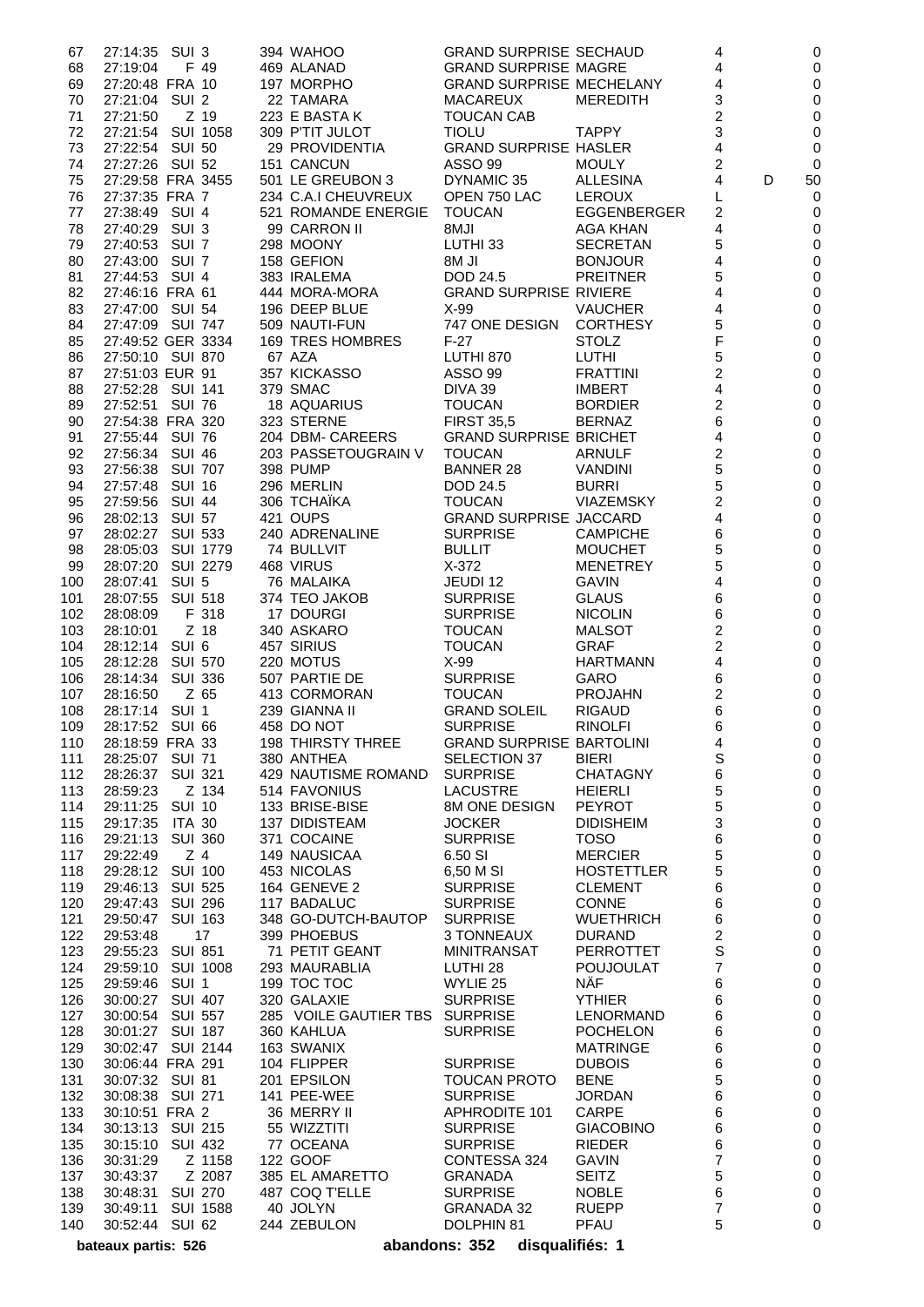| Rang | Temps | Nat. | N° | Bateau | Type | Skipper | Groupe | | Pts |
|---|---|---|---|---|---|---|---|---|---|
| 67 | 27:14:35 | SUI 3 | 394 | WAHOO | GRAND SURPRISE | SECHAUD | 4 | | 0 |
| 68 | 27:19:04 | F 49 | 469 | ALANAD | GRAND SURPRISE | MAGRE | 4 | | 0 |
| 69 | 27:20:48 | FRA 10 | 197 | MORPHO | GRAND SURPRISE | MECHELANY | 4 | | 0 |
| 70 | 27:21:04 | SUI 2 | 22 | TAMARA | MACAREUX | MEREDITH | 3 | | 0 |
| 71 | 27:21:50 | Z 19 | 223 | E BASTA K | TOUCAN CAB | | 2 | | 0 |
| 72 | 27:21:54 | SUI 1058 | 309 | P'TIT JULOT | TIOLU | TAPPY | 3 | | 0 |
| 73 | 27:22:54 | SUI 50 | 29 | PROVIDENTIA | GRAND SURPRISE | HASLER | 4 | | 0 |
| 74 | 27:27:26 | SUI 52 | 151 | CANCUN | ASSO 99 | MOULY | 2 | | 0 |
| 75 | 27:29:58 | FRA 3455 | 501 | LE GREUBON 3 | DYNAMIC 35 | ALLESINA | 4 | D | 50 |
| 76 | 27:37:35 | FRA 7 | 234 | C.A.I CHEUVREUX | OPEN 750 LAC | LEROUX | L | | 0 |
| 77 | 27:38:49 | SUI 4 | 521 | ROMANDE ENERGIE | TOUCAN | EGGENBERGER | 2 | | 0 |
| 78 | 27:40:29 | SUI 3 | 99 | CARRON II | 8MJI | AGA KHAN | 4 | | 0 |
| 79 | 27:40:53 | SUI 7 | 298 | MOONY | LUTHI 33 | SECRETAN | 5 | | 0 |
| 80 | 27:43:00 | SUI 7 | 158 | GEFION | 8M JI | BONJOUR | 4 | | 0 |
| 81 | 27:44:53 | SUI 4 | 383 | IRALEMA | DOD 24.5 | PREITNER | 5 | | 0 |
| 82 | 27:46:16 | FRA 61 | 444 | MORA-MORA | GRAND SURPRISE | RIVIERE | 4 | | 0 |
| 83 | 27:47:00 | SUI 54 | 196 | DEEP BLUE | X-99 | VAUCHER | 4 | | 0 |
| 84 | 27:47:09 | SUI 747 | 509 | NAUTI-FUN | 747 ONE DESIGN | CORTHESY | 5 | | 0 |
| 85 | 27:49:52 | GER 3334 | 169 | TRES HOMBRES | F-27 | STOLZ | F | | 0 |
| 86 | 27:50:10 | SUI 870 | 67 | AZA | LUTHI 870 | LUTHI | 5 | | 0 |
| 87 | 27:51:03 | EUR 91 | 357 | KICKASSO | ASSO 99 | FRATTINI | 2 | | 0 |
| 88 | 27:52:28 | SUI 141 | 379 | SMAC | DIVA 39 | IMBERT | 4 | | 0 |
| 89 | 27:52:51 | SUI 76 | 18 | AQUARIUS | TOUCAN | BORDIER | 2 | | 0 |
| 90 | 27:54:38 | FRA 320 | 323 | STERNE | FIRST 35,5 | BERNAZ | 6 | | 0 |
| 91 | 27:55:44 | SUI 76 | 204 | DBM- CAREERS | GRAND SURPRISE | BRICHET | 4 | | 0 |
| 92 | 27:56:34 | SUI 46 | 203 | PASSETOUGRAIN V | TOUCAN | ARNULF | 2 | | 0 |
| 93 | 27:56:38 | SUI 707 | 398 | PUMP | BANNER 28 | VANDINI | 5 | | 0 |
| 94 | 27:57:48 | SUI 16 | 296 | MERLIN | DOD 24.5 | BURRI | 5 | | 0 |
| 95 | 27:59:56 | SUI 44 | 306 | TCHAÏKA | TOUCAN | VIAZEMSKY | 2 | | 0 |
| 96 | 28:02:13 | SUI 57 | 421 | OUPS | GRAND SURPRISE | JACCARD | 4 | | 0 |
| 97 | 28:02:27 | SUI 533 | 240 | ADRENALINE | SURPRISE | CAMPICHE | 6 | | 0 |
| 98 | 28:05:03 | SUI 1779 | 74 | BULLVIT | BULLIT | MOUCHET | 5 | | 0 |
| 99 | 28:07:20 | SUI 2279 | 468 | VIRUS | X-372 | MENETREY | 5 | | 0 |
| 100 | 28:07:41 | SUI 5 | 76 | MALAIKA | JEUDI 12 | GAVIN | 4 | | 0 |
| 101 | 28:07:55 | SUI 518 | 374 | TEO JAKOB | SURPRISE | GLAUS | 6 | | 0 |
| 102 | 28:08:09 | F 318 | 17 | DOURGI | SURPRISE | NICOLIN | 6 | | 0 |
| 103 | 28:10:01 | Z 18 | 340 | ASKARO | TOUCAN | MALSOT | 2 | | 0 |
| 104 | 28:12:14 | SUI 6 | 457 | SIRIUS | TOUCAN | GRAF | 2 | | 0 |
| 105 | 28:12:28 | SUI 570 | 220 | MOTUS | X-99 | HARTMANN | 4 | | 0 |
| 106 | 28:14:34 | SUI 336 | 507 | PARTIE DE | SURPRISE | GARO | 6 | | 0 |
| 107 | 28:16:50 | Z 65 | 413 | CORMORAN | TOUCAN | PROJAHN | 2 | | 0 |
| 108 | 28:17:14 | SUI 1 | 239 | GIANNA II | GRAND SOLEIL | RIGAUD | 6 | | 0 |
| 109 | 28:17:52 | SUI 66 | 458 | DO NOT | SURPRISE | RINOLFI | 6 | | 0 |
| 110 | 28:18:59 | FRA 33 | 198 | THIRSTY THREE | GRAND SURPRISE | BARTOLINI | 4 | | 0 |
| 111 | 28:25:07 | SUI 71 | 380 | ANTHEA | SELECTION 37 | BIERI | S | | 0 |
| 112 | 28:26:37 | SUI 321 | 429 | NAUTISME ROMAND | SURPRISE | CHATAGNY | 6 | | 0 |
| 113 | 28:59:23 | Z 134 | 514 | FAVONIUS | LACUSTRE | HEIERLI | 5 | | 0 |
| 114 | 29:11:25 | SUI 10 | 133 | BRISE-BISE | 8M ONE DESIGN | PEYROT | 5 | | 0 |
| 115 | 29:17:35 | ITA 30 | 137 | DIDISTEAM | JOCKER | DIDISHEIM | 3 | | 0 |
| 116 | 29:21:13 | SUI 360 | 371 | COCAINE | SURPRISE | TOSO | 6 | | 0 |
| 117 | 29:22:49 | Z 4 | 149 | NAUSICAA | 6.50 SI | MERCIER | 5 | | 0 |
| 118 | 29:28:12 | SUI 100 | 453 | NICOLAS | 6,50 M SI | HOSTETTLER | 5 | | 0 |
| 119 | 29:46:13 | SUI 525 | 164 | GENEVE 2 | SURPRISE | CLEMENT | 6 | | 0 |
| 120 | 29:47:43 | SUI 296 | 117 | BADALUC | SURPRISE | CONNE | 6 | | 0 |
| 121 | 29:50:47 | SUI 163 | 348 | GO-DUTCH-BAUTOP | SURPRISE | WUETHRICH | 6 | | 0 |
| 122 | 29:53:48 | 17 | 399 | PHOEBUS | 3 TONNEAUX | DURAND | 2 | | 0 |
| 123 | 29:55:23 | SUI 851 | 71 | PETIT GEANT | MINITRANSAT | PERROTTET | S | | 0 |
| 124 | 29:59:10 | SUI 1008 | 293 | MAURABLIA | LUTHI 28 | POUJOULAT | 7 | | 0 |
| 125 | 29:59:46 | SUI 1 | 199 | TOC TOC | WYLIE 25 | NÄF | 6 | | 0 |
| 126 | 30:00:27 | SUI 407 | 320 | GALAXIE | SURPRISE | YTHIER | 6 | | 0 |
| 127 | 30:00:54 | SUI 557 | 285 | VOILE GAUTIER TBS | SURPRISE | LENORMAND | 6 | | 0 |
| 128 | 30:01:27 | SUI 187 | 360 | KAHLUA | SURPRISE | POCHELON | 6 | | 0 |
| 129 | 30:02:47 | SUI 2144 | 163 | SWANIX | | MATRINGE | 6 | | 0 |
| 130 | 30:06:44 | FRA 291 | 104 | FLIPPER | SURPRISE | DUBOIS | 6 | | 0 |
| 131 | 30:07:32 | SUI 81 | 201 | EPSILON | TOUCAN PROTO | BENE | 5 | | 0 |
| 132 | 30:08:38 | SUI 271 | 141 | PEE-WEE | SURPRISE | JORDAN | 6 | | 0 |
| 133 | 30:10:51 | FRA 2 | 36 | MERRY II | APHRODITE 101 | CARPE | 6 | | 0 |
| 134 | 30:13:13 | SUI 215 | 55 | WIZZTITI | SURPRISE | GIACOBINO | 6 | | 0 |
| 135 | 30:15:10 | SUI 432 | 77 | OCEANA | SURPRISE | RIEDER | 6 | | 0 |
| 136 | 30:31:29 | Z 1158 | 122 | GOOF | CONTESSA 324 | GAVIN | 7 | | 0 |
| 137 | 30:43:37 | Z 2087 | 385 | EL AMARETTO | GRANADA | SEITZ | 5 | | 0 |
| 138 | 30:48:31 | SUI 270 | 487 | COQ T'ELLE | SURPRISE | NOBLE | 6 | | 0 |
| 139 | 30:49:11 | SUI 1588 | 40 | JOLYN | GRANADA 32 | RUEPP | 7 | | 0 |
| 140 | 30:52:44 | SUI 62 | 244 | ZEBULON | DOLPHIN 81 | PFAU | 5 | | 0 |

**bateaux partis: 526** **abandons: 352** **disqualifiés: 1**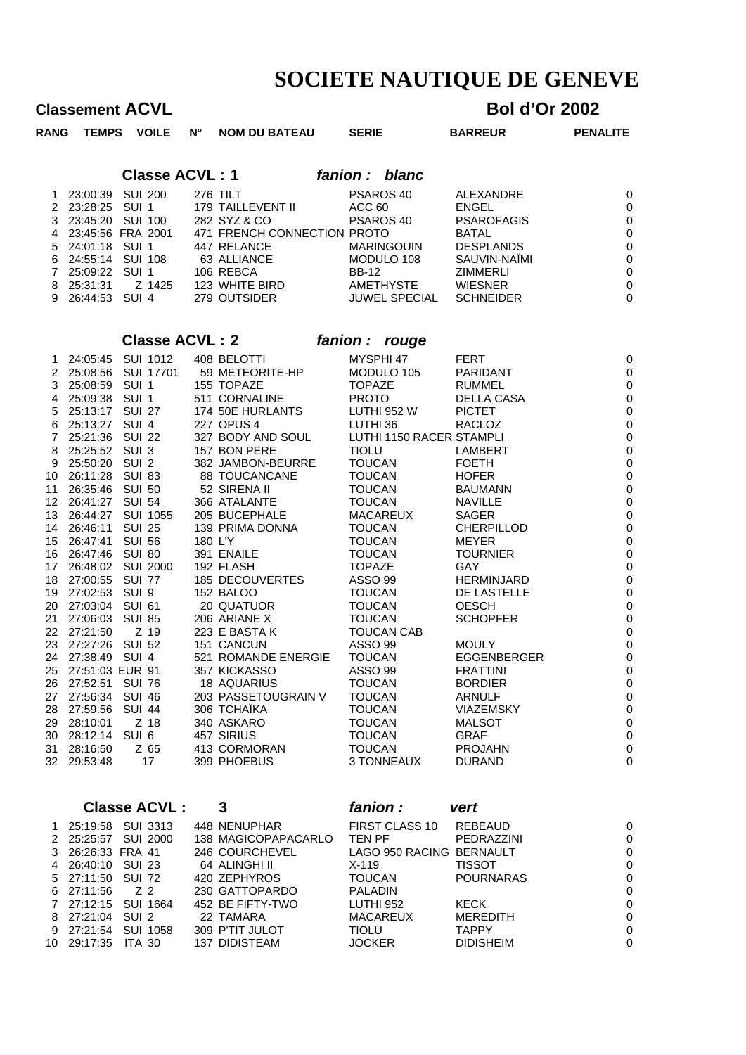# SOCIETE NAUTIQUE DE GENEVE

**Classement ACVL** — **Bol d'Or 2002**

### Classe ACVL : 1 — *fanion : blanc*

| RANG | TEMPS | VOILE | N° | NOM DU BATEAU | SERIE | BARREUR | PENALITE |
|---|---|---|---|---|---|---|---|
| 1 | 23:00:39 | SUI 200 | 276 | TILT | PSAROS 40 | ALEXANDRE | 0 |
| 2 | 23:28:25 | SUI 1 | 179 | TAILLEVENT II | ACC 60 | ENGEL | 0 |
| 3 | 23:45:20 | SUI 100 | 282 | SYZ & CO | PSAROS 40 | PSAROFAGIS | 0 |
| 4 | 23:45:56 | FRA 2001 | 471 | FRENCH CONNECTION | PROTO | BATAL | 0 |
| 5 | 24:01:18 | SUI 1 | 447 | RELANCE | MARINGOUIN | DESPLANDS | 0 |
| 6 | 24:55:14 | SUI 108 | 63 | ALLIANCE | MODULO 108 | SAUVIN-NAÏMI | 0 |
| 7 | 25:09:22 | SUI 1 | 106 | REBCA | BB-12 | ZIMMERLI | 0 |
| 8 | 25:31:31 | Z 1425 | 123 | WHITE BIRD | AMETHYSTE | WIESNER | 0 |
| 9 | 26:44:53 | SUI 4 | 279 | OUTSIDER | JUWEL SPECIAL | SCHNEIDER | 0 |

### Classe ACVL : 2 — *fanion : rouge*

| RANG | TEMPS | VOILE | N° | NOM DU BATEAU | SERIE | BARREUR | PENALITE |
|---|---|---|---|---|---|---|---|
| 1 | 24:05:45 | SUI 1012 | 408 | BELOTTI | MYSPHI 47 | FERT | 0 |
| 2 | 25:08:56 | SUI 17701 | 59 | METEORITE-HP | MODULO 105 | PARIDANT | 0 |
| 3 | 25:08:59 | SUI 1 | 155 | TOPAZE | TOPAZE | RUMMEL | 0 |
| 4 | 25:09:38 | SUI 1 | 511 | CORNALINE | PROTO | DELLA CASA | 0 |
| 5 | 25:13:17 | SUI 27 | 174 | 50E HURLANTS | LUTHI 952 W | PICTET | 0 |
| 6 | 25:13:27 | SUI 4 | 227 | OPUS 4 | LUTHI 36 | RACLOZ | 0 |
| 7 | 25:21:36 | SUI 22 | 327 | BODY AND SOUL | LUTHI 1150 RACER | STAMPLI | 0 |
| 8 | 25:25:52 | SUI 3 | 157 | BON PERE | TIOLU | LAMBERT | 0 |
| 9 | 25:50:20 | SUI 2 | 382 | JAMBON-BEURRE | TOUCAN | FOETH | 0 |
| 10 | 26:11:28 | SUI 83 | 88 | TOUCANCANE | TOUCAN | HOFER | 0 |
| 11 | 26:35:46 | SUI 50 | 52 | SIRENA II | TOUCAN | BAUMANN | 0 |
| 12 | 26:41:27 | SUI 54 | 366 | ATALANTE | TOUCAN | NAVILLE | 0 |
| 13 | 26:44:27 | SUI 1055 | 205 | BUCEPHALE | MACAREUX | SAGER | 0 |
| 14 | 26:46:11 | SUI 25 | 139 | PRIMA DONNA | TOUCAN | CHERPILLOD | 0 |
| 15 | 26:47:41 | SUI 56 | 180 | L'Y | TOUCAN | MEYER | 0 |
| 16 | 26:47:46 | SUI 80 | 391 | ENAILE | TOUCAN | TOURNIER | 0 |
| 17 | 26:48:02 | SUI 2000 | 192 | FLASH | TOPAZE | GAY | 0 |
| 18 | 27:00:55 | SUI 77 | 185 | DECOUVERTES | ASSO 99 | HERMINJARD | 0 |
| 19 | 27:02:53 | SUI 9 | 152 | BALOO | TOUCAN | DE LASTELLE | 0 |
| 20 | 27:03:04 | SUI 61 | 20 | QUATUOR | TOUCAN | OESCH | 0 |
| 21 | 27:06:03 | SUI 85 | 206 | ARIANE X | TOUCAN | SCHOPFER | 0 |
| 22 | 27:21:50 | Z 19 | 223 | E BASTA K | TOUCAN CAB | | 0 |
| 23 | 27:27:26 | SUI 52 | 151 | CANCUN | ASSO 99 | MOULY | 0 |
| 24 | 27:38:49 | SUI 4 | 521 | ROMANDE ENERGIE | TOUCAN | EGGENBERGER | 0 |
| 25 | 27:51:03 | EUR 91 | 357 | KICKASSO | ASSO 99 | FRATTINI | 0 |
| 26 | 27:52:51 | SUI 76 | 18 | AQUARIUS | TOUCAN | BORDIER | 0 |
| 27 | 27:56:34 | SUI 46 | 203 | PASSETOUGRAIN V | TOUCAN | ARNULF | 0 |
| 28 | 27:59:56 | SUI 44 | 306 | TCHAÏKA | TOUCAN | VIAZEMSKY | 0 |
| 29 | 28:10:01 | Z 18 | 340 | ASKARO | TOUCAN | MALSOT | 0 |
| 30 | 28:12:14 | SUI 6 | 457 | SIRIUS | TOUCAN | GRAF | 0 |
| 31 | 28:16:50 | Z 65 | 413 | CORMORAN | TOUCAN | PROJAHN | 0 |
| 32 | 29:53:48 | 17 | 399 | PHOEBUS | 3 TONNEAUX | DURAND | 0 |

### Classe ACVL : 3 — *fanion : vert*

| RANG | TEMPS | VOILE | N° | NOM DU BATEAU | SERIE | BARREUR | PENALITE |
|---|---|---|---|---|---|---|---|
| 1 | 25:19:58 | SUI 3313 | 448 | NENUPHAR | FIRST CLASS 10 | REBEAUD | 0 |
| 2 | 25:25:57 | SUI 2000 | 138 | MAGICOPAPACARLO | TEN PF | PEDRAZZINI | 0 |
| 3 | 26:26:33 | FRA 41 | 246 | COURCHEVEL | LAGO 950 RACING | BERNAULT | 0 |
| 4 | 26:40:10 | SUI 23 | 64 | ALINGHI II | X-119 | TISSOT | 0 |
| 5 | 27:11:50 | SUI 72 | 420 | ZEPHYROS | TOUCAN | POURNARAS | 0 |
| 6 | 27:11:56 | Z 2 | 230 | GATTOPARDO | PALADIN | | 0 |
| 7 | 27:12:15 | SUI 1664 | 452 | BE FIFTY-TWO | LUTHI 952 | KECK | 0 |
| 8 | 27:21:04 | SUI 2 | 22 | TAMARA | MACAREUX | MEREDITH | 0 |
| 9 | 27:21:54 | SUI 1058 | 309 | P'TIT JULOT | TIOLU | TAPPY | 0 |
| 10 | 29:17:35 | ITA 30 | 137 | DIDISTEAM | JOCKER | DIDISHEIM | 0 |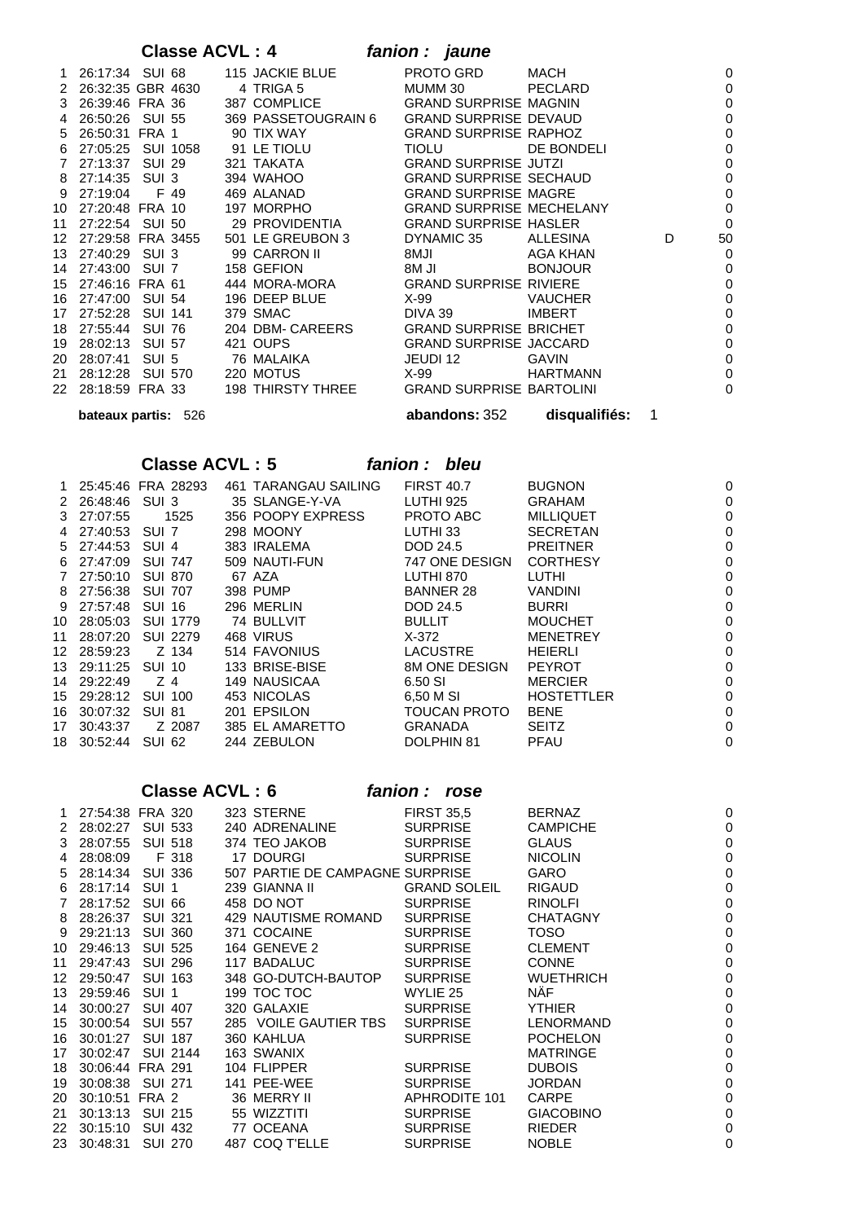## Classe ACVL : 4 *fanion : jaune*

| | Temps | Voile | N° | Bateau | Type | Barreur | | Pts |
|---|---|---|---|---|---|---|---|---|
| 1 | 26:17:34 | SUI 68 | 115 | JACKIE BLUE | PROTO GRD | MACH | | 0 |
| 2 | 26:32:35 | GBR 4630 | 4 | TRIGA 5 | MUMM 30 | PECLARD | | 0 |
| 3 | 26:39:46 | FRA 36 | 387 | COMPLICE | GRAND SURPRISE | MAGNIN | | 0 |
| 4 | 26:50:26 | SUI 55 | 369 | PASSETOUGRAIN 6 | GRAND SURPRISE | DEVAUD | | 0 |
| 5 | 26:50:31 | FRA 1 | 90 | TIX WAY | GRAND SURPRISE | RAPHOZ | | 0 |
| 6 | 27:05:25 | SUI 1058 | 91 | LE TIOLU | TIOLU | DE BONDELI | | 0 |
| 7 | 27:13:37 | SUI 29 | 321 | TAKATA | GRAND SURPRISE | JUTZI | | 0 |
| 8 | 27:14:35 | SUI 3 | 394 | WAHOO | GRAND SURPRISE | SECHAUD | | 0 |
| 9 | 27:19:04 | F 49 | 469 | ALANAD | GRAND SURPRISE | MAGRE | | 0 |
| 10 | 27:20:48 | FRA 10 | 197 | MORPHO | GRAND SURPRISE | MECHELANY | | 0 |
| 11 | 27:22:54 | SUI 50 | 29 | PROVIDENTIA | GRAND SURPRISE | HASLER | | 0 |
| 12 | 27:29:58 | FRA 3455 | 501 | LE GREUBON 3 | DYNAMIC 35 | ALLESINA | D | 50 |
| 13 | 27:40:29 | SUI 3 | 99 | CARRON II | 8MJI | AGA KHAN | | 0 |
| 14 | 27:43:00 | SUI 7 | 158 | GEFION | 8M JI | BONJOUR | | 0 |
| 15 | 27:46:16 | FRA 61 | 444 | MORA-MORA | GRAND SURPRISE | RIVIERE | | 0 |
| 16 | 27:47:00 | SUI 54 | 196 | DEEP BLUE | X-99 | VAUCHER | | 0 |
| 17 | 27:52:28 | SUI 141 | 379 | SMAC | DIVA 39 | IMBERT | | 0 |
| 18 | 27:55:44 | SUI 76 | 204 | DBM- CAREERS | GRAND SURPRISE | BRICHET | | 0 |
| 19 | 28:02:13 | SUI 57 | 421 | OUPS | GRAND SURPRISE | JACCARD | | 0 |
| 20 | 28:07:41 | SUI 5 | 76 | MALAIKA | JEUDI 12 | GAVIN | | 0 |
| 21 | 28:12:28 | SUI 570 | 220 | MOTUS | X-99 | HARTMANN | | 0 |
| 22 | 28:18:59 | FRA 33 | 198 | THIRSTY THREE | GRAND SURPRISE | BARTOLINI | | 0 |

**bateaux partis:** 526 **abandons:** 352 **disqualifiés:** 1

## Classe ACVL : 5 *fanion : bleu*

| | Temps | Voile | N° | Bateau | Type | Barreur | Pts |
|---|---|---|---|---|---|---|---|
| 1 | 25:45:46 | FRA 28293 | 461 | TARANGAU SAILING | FIRST 40.7 | BUGNON | 0 |
| 2 | 26:48:46 | SUI 3 | 35 | SLANGE-Y-VA | LUTHI 925 | GRAHAM | 0 |
| 3 | 27:07:55 | 1525 | 356 | POOPY EXPRESS | PROTO ABC | MILLIQUET | 0 |
| 4 | 27:40:53 | SUI 7 | 298 | MOONY | LUTHI 33 | SECRETAN | 0 |
| 5 | 27:44:53 | SUI 4 | 383 | IRALEMA | DOD 24.5 | PREITNER | 0 |
| 6 | 27:47:09 | SUI 747 | 509 | NAUTI-FUN | 747 ONE DESIGN | CORTHESY | 0 |
| 7 | 27:50:10 | SUI 870 | 67 | AZA | LUTHI 870 | LUTHI | 0 |
| 8 | 27:56:38 | SUI 707 | 398 | PUMP | BANNER 28 | VANDINI | 0 |
| 9 | 27:57:48 | SUI 16 | 296 | MERLIN | DOD 24.5 | BURRI | 0 |
| 10 | 28:05:03 | SUI 1779 | 74 | BULLVIT | BULLIT | MOUCHET | 0 |
| 11 | 28:07:20 | SUI 2279 | 468 | VIRUS | X-372 | MENETREY | 0 |
| 12 | 28:59:23 | Z 134 | 514 | FAVONIUS | LACUSTRE | HEIERLI | 0 |
| 13 | 29:11:25 | SUI 10 | 133 | BRISE-BISE | 8M ONE DESIGN | PEYROT | 0 |
| 14 | 29:22:49 | Z 4 | 149 | NAUSICAA | 6.50 SI | MERCIER | 0 |
| 15 | 29:28:12 | SUI 100 | 453 | NICOLAS | 6,50 M SI | HOSTETTLER | 0 |
| 16 | 30:07:32 | SUI 81 | 201 | EPSILON | TOUCAN PROTO | BENE | 0 |
| 17 | 30:43:37 | Z 2087 | 385 | EL AMARETTO | GRANADA | SEITZ | 0 |
| 18 | 30:52:44 | SUI 62 | 244 | ZEBULON | DOLPHIN 81 | PFAU | 0 |

## Classe ACVL : 6 *fanion : rose*

| | Temps | Voile | N° | Bateau | Type | Barreur | Pts |
|---|---|---|---|---|---|---|---|
| 1 | 27:54:38 | FRA 320 | 323 | STERNE | FIRST 35,5 | BERNAZ | 0 |
| 2 | 28:02:27 | SUI 533 | 240 | ADRENALINE | SURPRISE | CAMPICHE | 0 |
| 3 | 28:07:55 | SUI 518 | 374 | TEO JAKOB | SURPRISE | GLAUS | 0 |
| 4 | 28:08:09 | F 318 | 17 | DOURGI | SURPRISE | NICOLIN | 0 |
| 5 | 28:14:34 | SUI 336 | 507 | PARTIE DE CAMPAGNE | SURPRISE | GARO | 0 |
| 6 | 28:17:14 | SUI 1 | 239 | GIANNA II | GRAND SOLEIL | RIGAUD | 0 |
| 7 | 28:17:52 | SUI 66 | 458 | DO NOT | SURPRISE | RINOLFI | 0 |
| 8 | 28:26:37 | SUI 321 | 429 | NAUTISME ROMAND | SURPRISE | CHATAGNY | 0 |
| 9 | 29:21:13 | SUI 360 | 371 | COCAINE | SURPRISE | TOSO | 0 |
| 10 | 29:46:13 | SUI 525 | 164 | GENEVE 2 | SURPRISE | CLEMENT | 0 |
| 11 | 29:47:43 | SUI 296 | 117 | BADALUC | SURPRISE | CONNE | 0 |
| 12 | 29:50:47 | SUI 163 | 348 | GO-DUTCH-BAUTOP | SURPRISE | WUETHRICH | 0 |
| 13 | 29:59:46 | SUI 1 | 199 | TOC TOC | WYLIE 25 | NÄF | 0 |
| 14 | 30:00:27 | SUI 407 | 320 | GALAXIE | SURPRISE | YTHIER | 0 |
| 15 | 30:00:54 | SUI 557 | 285 | VOILE GAUTIER TBS | SURPRISE | LENORMAND | 0 |
| 16 | 30:01:27 | SUI 187 | 360 | KAHLUA | SURPRISE | POCHELON | 0 |
| 17 | 30:02:47 | SUI 2144 | 163 | SWANIX | | MATRINGE | 0 |
| 18 | 30:06:44 | FRA 291 | 104 | FLIPPER | SURPRISE | DUBOIS | 0 |
| 19 | 30:08:38 | SUI 271 | 141 | PEE-WEE | SURPRISE | JORDAN | 0 |
| 20 | 30:10:51 | FRA 2 | 36 | MERRY II | APHRODITE 101 | CARPE | 0 |
| 21 | 30:13:13 | SUI 215 | 55 | WIZZTITI | SURPRISE | GIACOBINO | 0 |
| 22 | 30:15:10 | SUI 432 | 77 | OCEANA | SURPRISE | RIEDER | 0 |
| 23 | 30:48:31 | SUI 270 | 487 | COQ T'ELLE | SURPRISE | NOBLE | 0 |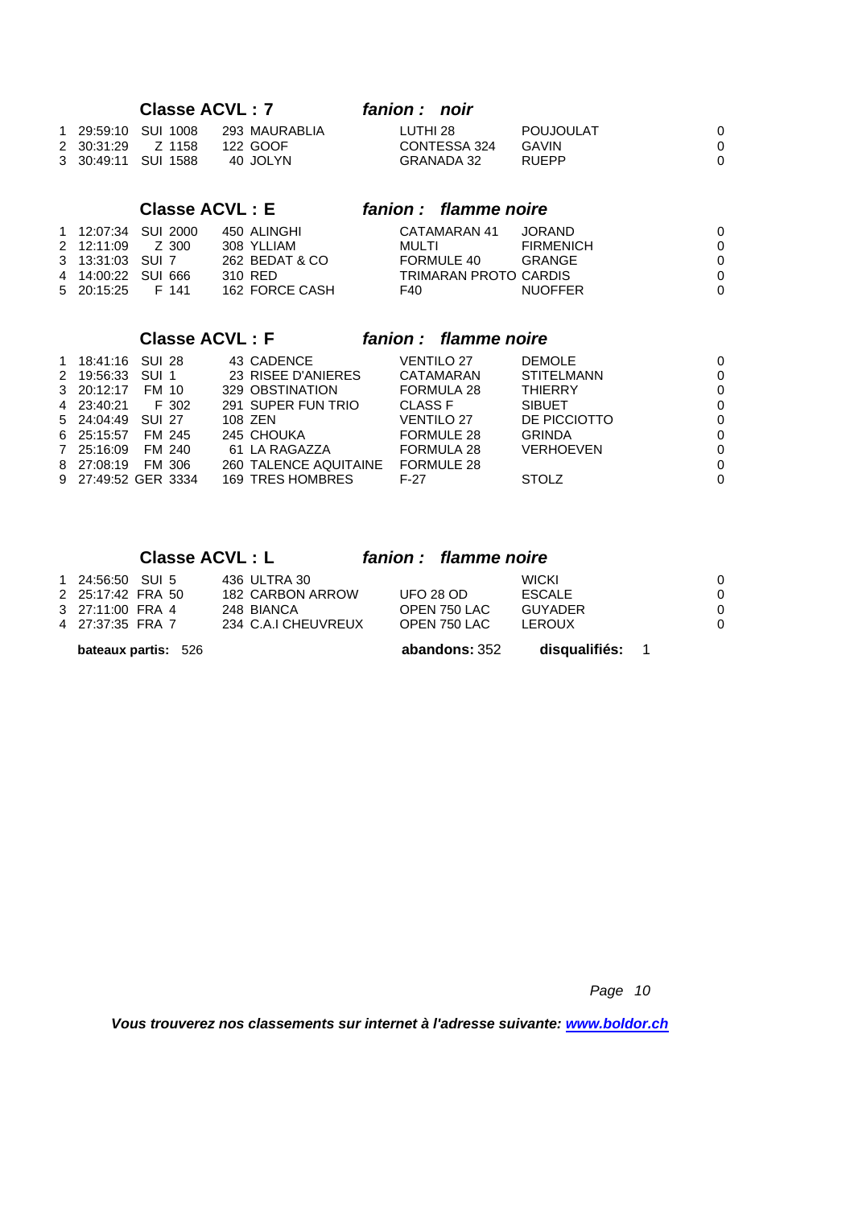## Classe ACVL : 7 — *fanion : noir*

| | | | | | | |
|---|---|---|---|---|---|---|
| 1 | 29:59:10 | SUI 1008 | 293 MAURABLIA | LUTHI 28 | POUJOULAT | 0 |
| 2 | 30:31:29 | Z 1158 | 122 GOOF | CONTESSA 324 | GAVIN | 0 |
| 3 | 30:49:11 | SUI 1588 | 40 JOLYN | GRANADA 32 | RUEPP | 0 |

## Classe ACVL : E — *fanion : flamme noire*

| | | | | | | |
|---|---|---|---|---|---|---|
| 1 | 12:07:34 | SUI 2000 | 450 ALINGHI | CATAMARAN 41 | JORAND | 0 |
| 2 | 12:11:09 | Z 300 | 308 YLLIAM | MULTI | FIRMENICH | 0 |
| 3 | 13:31:03 | SUI 7 | 262 BEDAT & CO | FORMULE 40 | GRANGE | 0 |
| 4 | 14:00:22 | SUI 666 | 310 RED | TRIMARAN PROTO | CARDIS | 0 |
| 5 | 20:15:25 | F 141 | 162 FORCE CASH | F40 | NUOFFER | 0 |

## Classe ACVL : F — *fanion : flamme noire*

| | | | | | | |
|---|---|---|---|---|---|---|
| 1 | 18:41:16 | SUI 28 | 43 CADENCE | VENTILO 27 | DEMOLE | 0 |
| 2 | 19:56:33 | SUI 1 | 23 RISEE D'ANIERES | CATAMARAN | STITELMANN | 0 |
| 3 | 20:12:17 | FM 10 | 329 OBSTINATION | FORMULA 28 | THIERRY | 0 |
| 4 | 23:40:21 | F 302 | 291 SUPER FUN TRIO | CLASS F | SIBUET | 0 |
| 5 | 24:04:49 | SUI 27 | 108 ZEN | VENTILO 27 | DE PICCIOTTO | 0 |
| 6 | 25:15:57 | FM 245 | 245 CHOUKA | FORMULE 28 | GRINDA | 0 |
| 7 | 25:16:09 | FM 240 | 61 LA RAGAZZA | FORMULA 28 | VERHOEVEN | 0 |
| 8 | 27:08:19 | FM 306 | 260 TALENCE AQUITAINE | FORMULE 28 | | 0 |
| 9 | 27:49:52 | GER 3334 | 169 TRES HOMBRES | F-27 | STOLZ | 0 |

## Classe ACVL : L — *fanion : flamme noire*

| | | | | | | |
|---|---|---|---|---|---|---|
| 1 | 24:56:50 | SUI 5 | 436 ULTRA 30 | | WICKI | 0 |
| 2 | 25:17:42 | FRA 50 | 182 CARBON ARROW | UFO 28 OD | ESCALE | 0 |
| 3 | 27:11:00 | FRA 4 | 248 BIANCA | OPEN 750 LAC | GUYADER | 0 |
| 4 | 27:37:35 | FRA 7 | 234 C.A.I CHEUVREUX | OPEN 750 LAC | LEROUX | 0 |

**bateaux partis:** 526 **abandons:** 352 **disqualifiés:** 1

***Vous trouverez nos classements sur internet à l'adresse suivante: www.boldor.ch***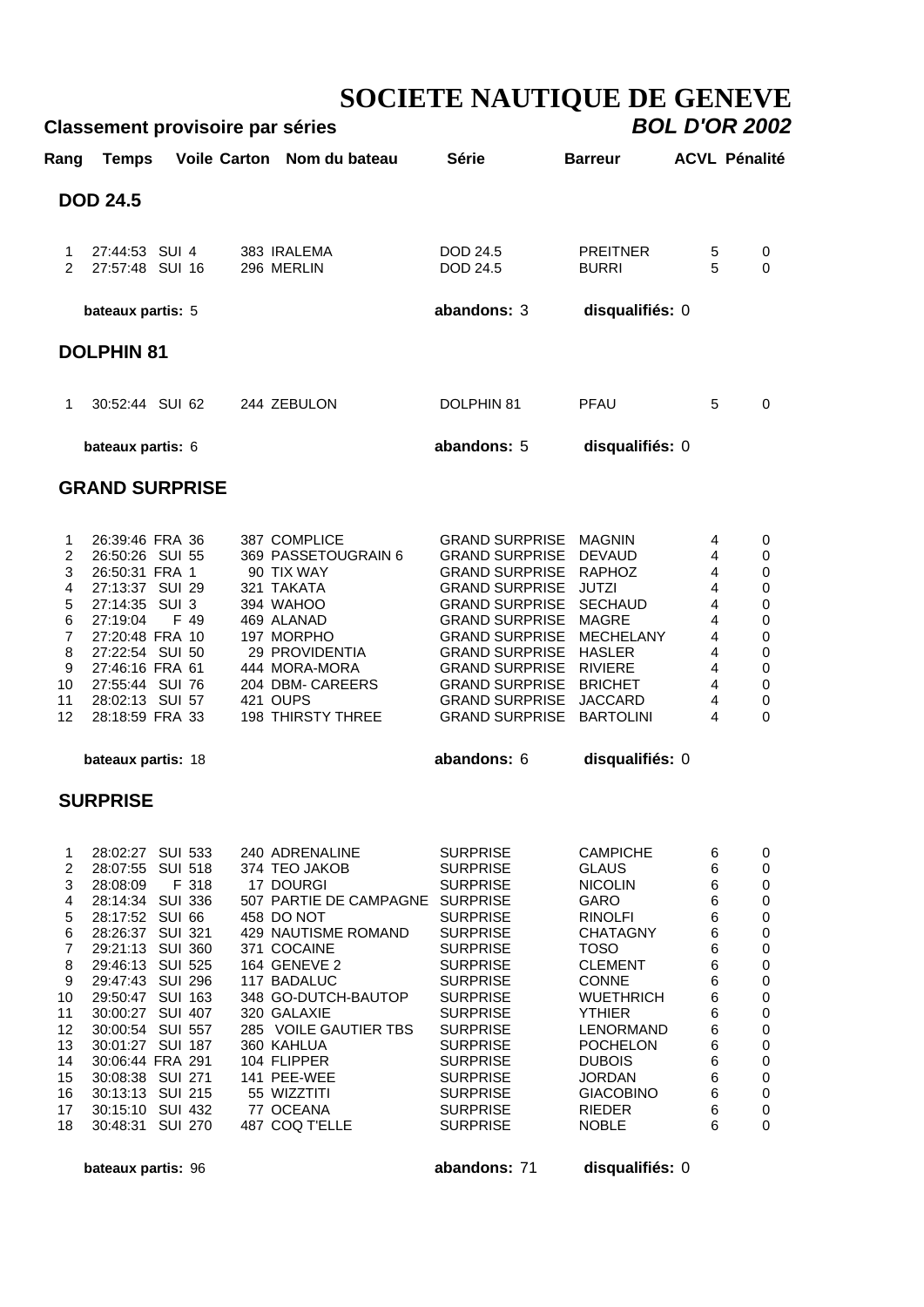# SOCIETE NAUTIQUE DE GENEVE

**Classement provisoire par séries** ***BOL D'OR 2002***

| Rang | Temps | Voile | Carton | Nom du bateau | Série | Barreur | ACVL | Pénalité |
|---|---|---|---|---|---|---|---|---|
| **DOD 24.5** | | | | | | | | |
| 1 | 27:44:53 | SUI 4 | 383 | IRALEMA | DOD 24.5 | PREITNER | 5 | 0 |
| 2 | 27:57:48 | SUI 16 | 296 | MERLIN | DOD 24.5 | BURRI | 5 | 0 |

**bateaux partis:** 5 **abandons:** 3 **disqualifiés:** 0

| Rang | Temps | Voile | Carton | Nom du bateau | Série | Barreur | ACVL | Pénalité |
|---|---|---|---|---|---|---|---|---|
| **DOLPHIN 81** | | | | | | | | |
| 1 | 30:52:44 | SUI 62 | 244 | ZEBULON | DOLPHIN 81 | PFAU | 5 | 0 |

**bateaux partis:** 6 **abandons:** 5 **disqualifiés:** 0

| Rang | Temps | Voile | Carton | Nom du bateau | Série | Barreur | ACVL | Pénalité |
|---|---|---|---|---|---|---|---|---|
| **GRAND SURPRISE** | | | | | | | | |
| 1 | 26:39:46 | FRA 36 | 387 | COMPLICE | GRAND SURPRISE | MAGNIN | 4 | 0 |
| 2 | 26:50:26 | SUI 55 | 369 | PASSETOUGRAIN 6 | GRAND SURPRISE | DEVAUD | 4 | 0 |
| 3 | 26:50:31 | FRA 1 | 90 | TIX WAY | GRAND SURPRISE | RAPHOZ | 4 | 0 |
| 4 | 27:13:37 | SUI 29 | 321 | TAKATA | GRAND SURPRISE | JUTZI | 4 | 0 |
| 5 | 27:14:35 | SUI 3 | 394 | WAHOO | GRAND SURPRISE | SECHAUD | 4 | 0 |
| 6 | 27:19:04 | F 49 | 469 | ALANAD | GRAND SURPRISE | MAGRE | 4 | 0 |
| 7 | 27:20:48 | FRA 10 | 197 | MORPHO | GRAND SURPRISE | MECHELANY | 4 | 0 |
| 8 | 27:22:54 | SUI 50 | 29 | PROVIDENTIA | GRAND SURPRISE | HASLER | 4 | 0 |
| 9 | 27:46:16 | FRA 61 | 444 | MORA-MORA | GRAND SURPRISE | RIVIERE | 4 | 0 |
| 10 | 27:55:44 | SUI 76 | 204 | DBM- CAREERS | GRAND SURPRISE | BRICHET | 4 | 0 |
| 11 | 28:02:13 | SUI 57 | 421 | OUPS | GRAND SURPRISE | JACCARD | 4 | 0 |
| 12 | 28:18:59 | FRA 33 | 198 | THIRSTY THREE | GRAND SURPRISE | BARTOLINI | 4 | 0 |

**bateaux partis:** 18 **abandons:** 6 **disqualifiés:** 0

| Rang | Temps | Voile | Carton | Nom du bateau | Série | Barreur | ACVL | Pénalité |
|---|---|---|---|---|---|---|---|---|
| **SURPRISE** | | | | | | | | |
| 1 | 28:02:27 | SUI 533 | 240 | ADRENALINE | SURPRISE | CAMPICHE | 6 | 0 |
| 2 | 28:07:55 | SUI 518 | 374 | TEO JAKOB | SURPRISE | GLAUS | 6 | 0 |
| 3 | 28:08:09 | F 318 | 17 | DOURGI | SURPRISE | NICOLIN | 6 | 0 |
| 4 | 28:14:34 | SUI 336 | 507 | PARTIE DE CAMPAGNE | SURPRISE | GARO | 6 | 0 |
| 5 | 28:17:52 | SUI 66 | 458 | DO NOT | SURPRISE | RINOLFI | 6 | 0 |
| 6 | 28:26:37 | SUI 321 | 429 | NAUTISME ROMAND | SURPRISE | CHATAGNY | 6 | 0 |
| 7 | 29:21:13 | SUI 360 | 371 | COCAINE | SURPRISE | TOSO | 6 | 0 |
| 8 | 29:46:13 | SUI 525 | 164 | GENEVE 2 | SURPRISE | CLEMENT | 6 | 0 |
| 9 | 29:47:43 | SUI 296 | 117 | BADALUC | SURPRISE | CONNE | 6 | 0 |
| 10 | 29:50:47 | SUI 163 | 348 | GO-DUTCH-BAUTOP | SURPRISE | WUETHRICH | 6 | 0 |
| 11 | 30:00:27 | SUI 407 | 320 | GALAXIE | SURPRISE | YTHIER | 6 | 0 |
| 12 | 30:00:54 | SUI 557 | 285 | VOILE GAUTIER TBS | SURPRISE | LENORMAND | 6 | 0 |
| 13 | 30:01:27 | SUI 187 | 360 | KAHLUA | SURPRISE | POCHELON | 6 | 0 |
| 14 | 30:06:44 | FRA 291 | 104 | FLIPPER | SURPRISE | DUBOIS | 6 | 0 |
| 15 | 30:08:38 | SUI 271 | 141 | PEE-WEE | SURPRISE | JORDAN | 6 | 0 |
| 16 | 30:13:13 | SUI 215 | 55 | WIZZTITI | SURPRISE | GIACOBINO | 6 | 0 |
| 17 | 30:15:10 | SUI 432 | 77 | OCEANA | SURPRISE | RIEDER | 6 | 0 |
| 18 | 30:48:31 | SUI 270 | 487 | COQ T'ELLE | SURPRISE | NOBLE | 6 | 0 |

**bateaux partis:** 96 **abandons:** 71 **disqualifiés:** 0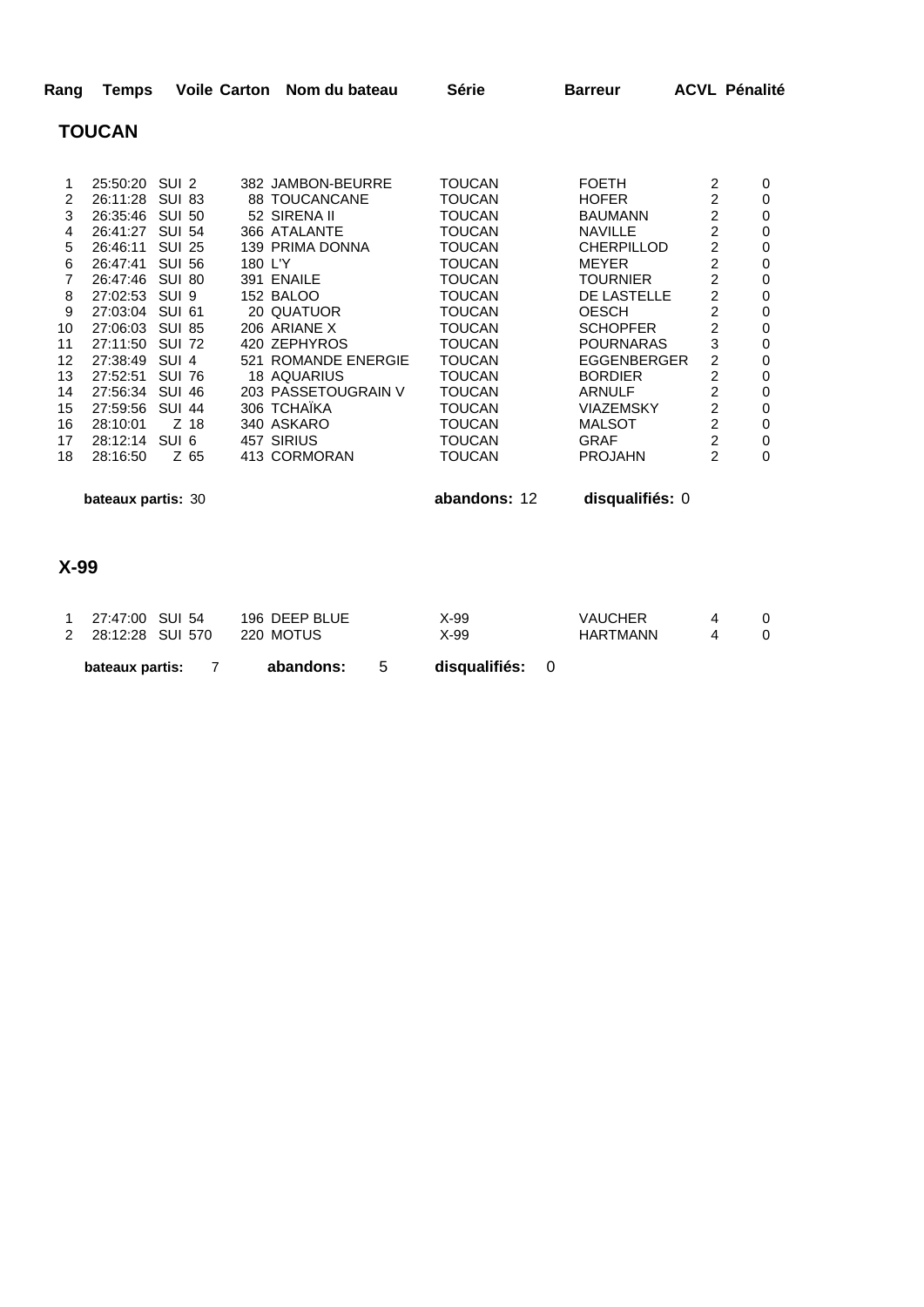| Rang | Temps | Voile | Carton | Nom du bateau | Série | Barreur | ACVL | Pénalité |
|---|---|---|---|---|---|---|---|---|

## TOUCAN

| Rang | Temps | Voile | Carton | Nom du bateau | Série | Barreur | ACVL | Pénalité |
|---|---|---|---|---|---|---|---|---|
| 1 | 25:50:20 | SUI 2 | 382 | JAMBON-BEURRE | TOUCAN | FOETH | 2 | 0 |
| 2 | 26:11:28 | SUI 83 | 88 | TOUCANCANE | TOUCAN | HOFER | 2 | 0 |
| 3 | 26:35:46 | SUI 50 | 52 | SIRENA II | TOUCAN | BAUMANN | 2 | 0 |
| 4 | 26:41:27 | SUI 54 | 366 | ATALANTE | TOUCAN | NAVILLE | 2 | 0 |
| 5 | 26:46:11 | SUI 25 | 139 | PRIMA DONNA | TOUCAN | CHERPILLOD | 2 | 0 |
| 6 | 26:47:41 | SUI 56 | 180 | L'Y | TOUCAN | MEYER | 2 | 0 |
| 7 | 26:47:46 | SUI 80 | 391 | ENAILE | TOUCAN | TOURNIER | 2 | 0 |
| 8 | 27:02:53 | SUI 9 | 152 | BALOO | TOUCAN | DE LASTELLE | 2 | 0 |
| 9 | 27:03:04 | SUI 61 | 20 | QUATUOR | TOUCAN | OESCH | 2 | 0 |
| 10 | 27:06:03 | SUI 85 | 206 | ARIANE X | TOUCAN | SCHOPFER | 2 | 0 |
| 11 | 27:11:50 | SUI 72 | 420 | ZEPHYROS | TOUCAN | POURNARAS | 3 | 0 |
| 12 | 27:38:49 | SUI 4 | 521 | ROMANDE ENERGIE | TOUCAN | EGGENBERGER | 2 | 0 |
| 13 | 27:52:51 | SUI 76 | 18 | AQUARIUS | TOUCAN | BORDIER | 2 | 0 |
| 14 | 27:56:34 | SUI 46 | 203 | PASSETOUGRAIN V | TOUCAN | ARNULF | 2 | 0 |
| 15 | 27:59:56 | SUI 44 | 306 | TCHAÏKA | TOUCAN | VIAZEMSKY | 2 | 0 |
| 16 | 28:10:01 | Z 18 | 340 | ASKARO | TOUCAN | MALSOT | 2 | 0 |
| 17 | 28:12:14 | SUI 6 | 457 | SIRIUS | TOUCAN | GRAF | 2 | 0 |
| 18 | 28:16:50 | Z 65 | 413 | CORMORAN | TOUCAN | PROJAHN | 2 | 0 |

**bateaux partis:** 30 **abandons:** 12 **disqualifiés:** 0

## X-99

| Rang | Temps | Voile | Carton | Nom du bateau | Série | Barreur | ACVL | Pénalité |
|---|---|---|---|---|---|---|---|---|
| 1 | 27:47:00 | SUI 54 | 196 | DEEP BLUE | X-99 | VAUCHER | 4 | 0 |
| 2 | 28:12:28 | SUI 570 | 220 | MOTUS | X-99 | HARTMANN | 4 | 0 |

**bateaux partis:** 7 **abandons:** 5 **disqualifiés:** 0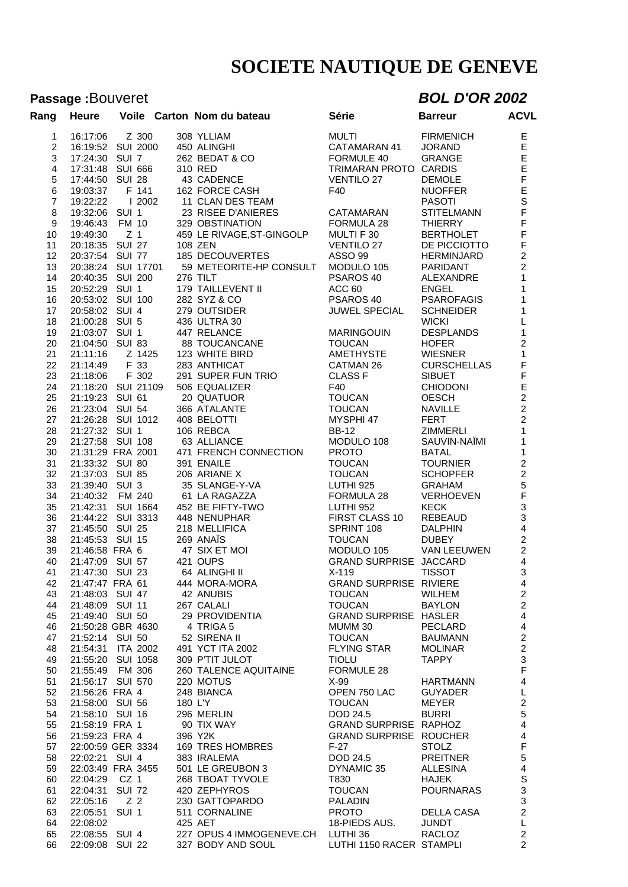# SOCIETE NAUTIQUE DE GENEVE

**Passage :** Bouveret

***BOL D'OR 2002***

| Rang | Heure | Voile | Carton | Nom du bateau | Série | Barreur | ACVL |
|---|---|---|---|---|---|---|---|
| 1 | 16:17:06 | Z 300 | 308 | YLLIAM | MULTI | FIRMENICH | E |
| 2 | 16:19:52 | SUI 2000 | 450 | ALINGHI | CATAMARAN 41 | JORAND | E |
| 3 | 17:24:30 | SUI 7 | 262 | BEDAT & CO | FORMULE 40 | GRANGE | E |
| 4 | 17:31:48 | SUI 666 | 310 | RED | TRIMARAN PROTO | CARDIS | E |
| 5 | 17:44:50 | SUI 28 | 43 | CADENCE | VENTILO 27 | DEMOLE | F |
| 6 | 19:03:37 | F 141 | 162 | FORCE CASH | F40 | NUOFFER | E |
| 7 | 19:22:22 | I 2002 | 11 | CLAN DES TEAM | | PASOTI | S |
| 8 | 19:32:06 | SUI 1 | 23 | RISEE D'ANIERES | CATAMARAN | STITELMANN | F |
| 9 | 19:46:43 | FM 10 | 329 | OBSTINATION | FORMULA 28 | THIERRY | F |
| 10 | 19:49:30 | Z 1 | 459 | LE RIVAGE,ST-GINGOLP | MULTI F 30 | BERTHOLET | F |
| 11 | 20:18:35 | SUI 27 | 108 | ZEN | VENTILO 27 | DE PICCIOTTO | F |
| 12 | 20:37:54 | SUI 77 | 185 | DECOUVERTES | ASSO 99 | HERMINJARD | 2 |
| 13 | 20:38:24 | SUI 17701 | 59 | METEORITE-HP CONSULT | MODULO 105 | PARIDANT | 2 |
| 14 | 20:40:35 | SUI 200 | 276 | TILT | PSAROS 40 | ALEXANDRE | 1 |
| 15 | 20:52:29 | SUI 1 | 179 | TAILLEVENT II | ACC 60 | ENGEL | 1 |
| 16 | 20:53:02 | SUI 100 | 282 | SYZ & CO | PSAROS 40 | PSAROFAGIS | 1 |
| 17 | 20:58:02 | SUI 4 | 279 | OUTSIDER | JUWEL SPECIAL | SCHNEIDER | 1 |
| 18 | 21:00:28 | SUI 5 | 436 | ULTRA 30 | | WICKI | L |
| 19 | 21:03:07 | SUI 1 | 447 | RELANCE | MARINGOUIN | DESPLANDS | 1 |
| 20 | 21:04:50 | SUI 83 | 88 | TOUCANCANE | TOUCAN | HOFER | 2 |
| 21 | 21:11:16 | Z 1425 | 123 | WHITE BIRD | AMETHYSTE | WIESNER | 1 |
| 22 | 21:14:49 | F 33 | 283 | ANTHICAT | CATMAN 26 | CURSCHELLAS | F |
| 23 | 21:18:06 | F 302 | 291 | SUPER FUN TRIO | CLASS F | SIBUET | F |
| 24 | 21:18:20 | SUI 21109 | 506 | EQUALIZER | F40 | CHIODONI | E |
| 25 | 21:19:23 | SUI 61 | 20 | QUATUOR | TOUCAN | OESCH | 2 |
| 26 | 21:23:04 | SUI 54 | 366 | ATALANTE | TOUCAN | NAVILLE | 2 |
| 27 | 21:26:28 | SUI 1012 | 408 | BELOTTI | MYSPHI 47 | FERT | 2 |
| 28 | 21:27:32 | SUI 1 | 106 | REBCA | BB-12 | ZIMMERLI | 1 |
| 29 | 21:27:58 | SUI 108 | 63 | ALLIANCE | MODULO 108 | SAUVIN-NAÏMI | 1 |
| 30 | 21:31:29 | FRA 2001 | 471 | FRENCH CONNECTION | PROTO | BATAL | 1 |
| 31 | 21:33:32 | SUI 80 | 391 | ENAILE | TOUCAN | TOURNIER | 2 |
| 32 | 21:37:03 | SUI 85 | 206 | ARIANE X | TOUCAN | SCHOPFER | 2 |
| 33 | 21:39:40 | SUI 3 | 35 | SLANGE-Y-VA | LUTHI 925 | GRAHAM | 5 |
| 34 | 21:40:32 | FM 240 | 61 | LA RAGAZZA | FORMULA 28 | VERHOEVEN | F |
| 35 | 21:42:31 | SUI 1664 | 452 | BE FIFTY-TWO | LUTHI 952 | KECK | 3 |
| 36 | 21:44:22 | SUI 3313 | 448 | NENUPHAR | FIRST CLASS 10 | REBEAUD | 3 |
| 37 | 21:45:50 | SUI 25 | 218 | MELLIFICA | SPRINT 108 | DALPHIN | 4 |
| 38 | 21:45:53 | SUI 15 | 269 | ANAÏS | TOUCAN | DUBEY | 2 |
| 39 | 21:46:58 | FRA 6 | 47 | SIX ET MOI | MODULO 105 | VAN LEEUWEN | 2 |
| 40 | 21:47:09 | SUI 57 | 421 | OUPS | GRAND SURPRISE | JACCARD | 4 |
| 41 | 21:47:30 | SUI 23 | 64 | ALINGHI II | X-119 | TISSOT | 3 |
| 42 | 21:47:47 | FRA 61 | 444 | MORA-MORA | GRAND SURPRISE | RIVIERE | 4 |
| 43 | 21:48:03 | SUI 47 | 42 | ANUBIS | TOUCAN | WILHEM | 2 |
| 44 | 21:48:09 | SUI 11 | 267 | CALALI | TOUCAN | BAYLON | 2 |
| 45 | 21:49:40 | SUI 50 | 29 | PROVIDENTIA | GRAND SURPRISE | HASLER | 4 |
| 46 | 21:50:28 | GBR 4630 | 4 | TRIGA 5 | MUMM 30 | PECLARD | 4 |
| 47 | 21:52:14 | SUI 50 | 52 | SIRENA II | TOUCAN | BAUMANN | 2 |
| 48 | 21:54:31 | ITA 2002 | 491 | YCT ITA 2002 | FLYING STAR | MOLINAR | 2 |
| 49 | 21:55:20 | SUI 1058 | 309 | P'TIT JULOT | TIOLU | TAPPY | 3 |
| 50 | 21:55:49 | FM 306 | 260 | TALENCE AQUITAINE | FORMULE 28 | | F |
| 51 | 21:56:17 | SUI 570 | 220 | MOTUS | X-99 | HARTMANN | 4 |
| 52 | 21:56:26 | FRA 4 | 248 | BIANCA | OPEN 750 LAC | GUYADER | L |
| 53 | 21:58:00 | SUI 56 | 180 | L'Y | TOUCAN | MEYER | 2 |
| 54 | 21:58:10 | SUI 16 | 296 | MERLIN | DOD 24.5 | BURRI | 5 |
| 55 | 21:58:19 | FRA 1 | 90 | TIX WAY | GRAND SURPRISE | RAPHOZ | 4 |
| 56 | 21:59:23 | FRA 4 | 396 | Y2K | GRAND SURPRISE | ROUCHER | 4 |
| 57 | 22:00:59 | GER 3334 | 169 | TRES HOMBRES | F-27 | STOLZ | F |
| 58 | 22:02:21 | SUI 4 | 383 | IRALEMA | DOD 24.5 | PREITNER | 5 |
| 59 | 22:03:49 | FRA 3455 | 501 | LE GREUBON 3 | DYNAMIC 35 | ALLESINA | 4 |
| 60 | 22:04:29 | CZ 1 | 268 | TBOAT TYVOLE | T830 | HAJEK | S |
| 61 | 22:04:31 | SUI 72 | 420 | ZEPHYROS | TOUCAN | POURNARAS | 3 |
| 62 | 22:05:16 | Z 2 | 230 | GATTOPARDO | PALADIN | | 3 |
| 63 | 22:05:51 | SUI 1 | 511 | CORNALINE | PROTO | DELLA CASA | 2 |
| 64 | 22:08:02 | | 425 | AET | 18-PIEDS AUS. | JUNDT | L |
| 65 | 22:08:55 | SUI 4 | 227 | OPUS 4 IMMOGENEVE.CH | LUTHI 36 | RACLOZ | 2 |
| 66 | 22:09:08 | SUI 22 | 327 | BODY AND SOUL | LUTHI 1150 RACER | STAMPLI | 2 |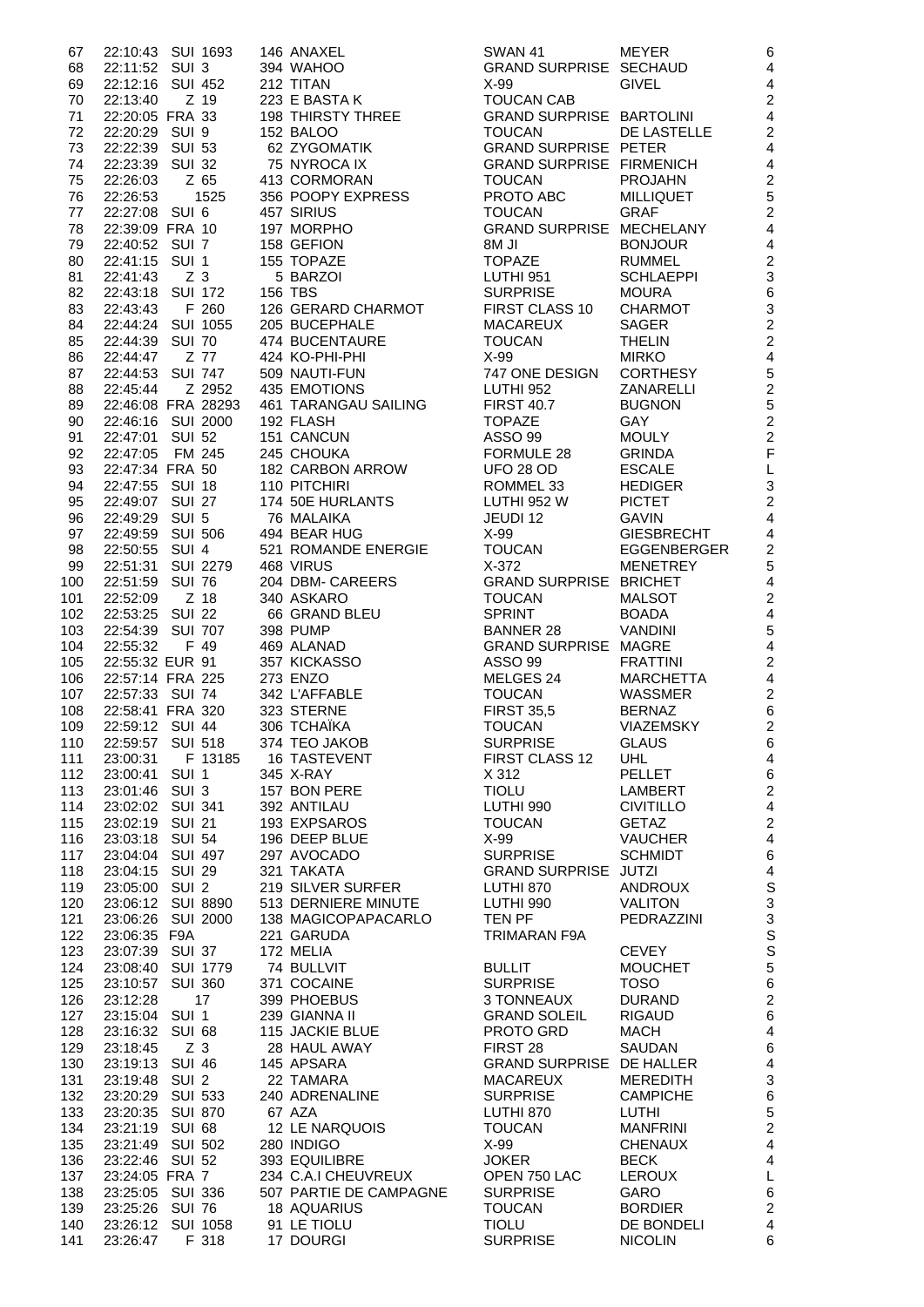| | | | | | | |
|---|---|---|---|---|---|---|
| 67 | 22:10:43 | SUI 1693 | 146 ANAXEL | SWAN 41 | MEYER | 6 |
| 68 | 22:11:52 | SUI 3 | 394 WAHOO | GRAND SURPRISE | SECHAUD | 4 |
| 69 | 22:12:16 | SUI 452 | 212 TITAN | X-99 | GIVEL | 4 |
| 70 | 22:13:40 | Z 19 | 223 E BASTA K | TOUCAN CAB | | 2 |
| 71 | 22:20:05 | FRA 33 | 198 THIRSTY THREE | GRAND SURPRISE | BARTOLINI | 4 |
| 72 | 22:20:29 | SUI 9 | 152 BALOO | TOUCAN | DE LASTELLE | 2 |
| 73 | 22:22:39 | SUI 53 | 62 ZYGOMATIK | GRAND SURPRISE | PETER | 4 |
| 74 | 22:23:39 | SUI 32 | 75 NYROCA IX | GRAND SURPRISE | FIRMENICH | 4 |
| 75 | 22:26:03 | Z 65 | 413 CORMORAN | TOUCAN | PROJAHN | 2 |
| 76 | 22:26:53 | 1525 | 356 POOPY EXPRESS | PROTO ABC | MILLIQUET | 5 |
| 77 | 22:27:08 | SUI 6 | 457 SIRIUS | TOUCAN | GRAF | 2 |
| 78 | 22:39:09 | FRA 10 | 197 MORPHO | GRAND SURPRISE | MECHELANY | 4 |
| 79 | 22:40:52 | SUI 7 | 158 GEFION | 8M JI | BONJOUR | 4 |
| 80 | 22:41:15 | SUI 1 | 155 TOPAZE | TOPAZE | RUMMEL | 2 |
| 81 | 22:41:43 | Z 3 | 5 BARZOI | LUTHI 951 | SCHLAEPPI | 3 |
| 82 | 22:43:18 | SUI 172 | 156 TBS | SURPRISE | MOURA | 6 |
| 83 | 22:43:43 | F 260 | 126 GERARD CHARMOT | FIRST CLASS 10 | CHARMOT | 3 |
| 84 | 22:44:24 | SUI 1055 | 205 BUCEPHALE | MACAREUX | SAGER | 2 |
| 85 | 22:44:39 | SUI 70 | 474 BUCENTAURE | TOUCAN | THELIN | 2 |
| 86 | 22:44:47 | Z 77 | 424 KO-PHI-PHI | X-99 | MIRKO | 4 |
| 87 | 22:44:53 | SUI 747 | 509 NAUTI-FUN | 747 ONE DESIGN | CORTHESY | 5 |
| 88 | 22:45:44 | Z 2952 | 435 EMOTIONS | LUTHI 952 | ZANARELLI | 2 |
| 89 | 22:46:08 | FRA 28293 | 461 TARANGAU SAILING | FIRST 40.7 | BUGNON | 5 |
| 90 | 22:46:16 | SUI 2000 | 192 FLASH | TOPAZE | GAY | 2 |
| 91 | 22:47:01 | SUI 52 | 151 CANCUN | ASSO 99 | MOULY | 2 |
| 92 | 22:47:05 | FM 245 | 245 CHOUKA | FORMULE 28 | GRINDA | F |
| 93 | 22:47:34 | FRA 50 | 182 CARBON ARROW | UFO 28 OD | ESCALE | L |
| 94 | 22:47:55 | SUI 18 | 110 PITCHIRI | ROMMEL 33 | HEDIGER | 3 |
| 95 | 22:49:07 | SUI 27 | 174 50E HURLANTS | LUTHI 952 W | PICTET | 2 |
| 96 | 22:49:29 | SUI 5 | 76 MALAIKA | JEUDI 12 | GAVIN | 4 |
| 97 | 22:49:59 | SUI 506 | 494 BEAR HUG | X-99 | GIESBRECHT | 4 |
| 98 | 22:50:55 | SUI 4 | 521 ROMANDE ENERGIE | TOUCAN | EGGENBERGER | 2 |
| 99 | 22:51:31 | SUI 2279 | 468 VIRUS | X-372 | MENETREY | 5 |
| 100 | 22:51:59 | SUI 76 | 204 DBM- CAREERS | GRAND SURPRISE | BRICHET | 4 |
| 101 | 22:52:09 | Z 18 | 340 ASKARO | TOUCAN | MALSOT | 2 |
| 102 | 22:53:25 | SUI 22 | 66 GRAND BLEU | SPRINT | BOADA | 4 |
| 103 | 22:54:39 | SUI 707 | 398 PUMP | BANNER 28 | VANDINI | 5 |
| 104 | 22:55:32 | F 49 | 469 ALANAD | GRAND SURPRISE | MAGRE | 4 |
| 105 | 22:55:32 | EUR 91 | 357 KICKASSO | ASSO 99 | FRATTINI | 2 |
| 106 | 22:57:14 | FRA 225 | 273 ENZO | MELGES 24 | MARCHETTA | 4 |
| 107 | 22:57:33 | SUI 74 | 342 L'AFFABLE | TOUCAN | WASSMER | 2 |
| 108 | 22:58:41 | FRA 320 | 323 STERNE | FIRST 35,5 | BERNAZ | 6 |
| 109 | 22:59:12 | SUI 44 | 306 TCHAÏKA | TOUCAN | VIAZEMSKY | 2 |
| 110 | 22:59:57 | SUI 518 | 374 TEO JAKOB | SURPRISE | GLAUS | 6 |
| 111 | 23:00:31 | F 13185 | 16 TASTEVENT | FIRST CLASS 12 | UHL | 4 |
| 112 | 23:00:41 | SUI 1 | 345 X-RAY | X 312 | PELLET | 6 |
| 113 | 23:01:46 | SUI 3 | 157 BON PERE | TIOLU | LAMBERT | 2 |
| 114 | 23:02:02 | SUI 341 | 392 ANTILAU | LUTHI 990 | CIVITILLO | 4 |
| 115 | 23:02:19 | SUI 21 | 193 EXPSAROS | TOUCAN | GETAZ | 2 |
| 116 | 23:03:18 | SUI 54 | 196 DEEP BLUE | X-99 | VAUCHER | 4 |
| 117 | 23:04:04 | SUI 497 | 297 AVOCADO | SURPRISE | SCHMIDT | 6 |
| 118 | 23:04:15 | SUI 29 | 321 TAKATA | GRAND SURPRISE | JUTZI | 4 |
| 119 | 23:05:00 | SUI 2 | 219 SILVER SURFER | LUTHI 870 | ANDROUX | S |
| 120 | 23:06:12 | SUI 8890 | 513 DERNIERE MINUTE | LUTHI 990 | VALITON | 3 |
| 121 | 23:06:26 | SUI 2000 | 138 MAGICOPAPACARLO | TEN PF | PEDRAZZINI | 3 |
| 122 | 23:06:35 | F9A | 221 GARUDA | TRIMARAN F9A | | S |
| 123 | 23:07:39 | SUI 37 | 172 MELIA | | CEVEY | S |
| 124 | 23:08:40 | SUI 1779 | 74 BULLVIT | BULLIT | MOUCHET | 5 |
| 125 | 23:10:57 | SUI 360 | 371 COCAINE | SURPRISE | TOSO | 6 |
| 126 | 23:12:28 | 17 | 399 PHOEBUS | 3 TONNEAUX | DURAND | 2 |
| 127 | 23:15:04 | SUI 1 | 239 GIANNA II | GRAND SOLEIL | RIGAUD | 6 |
| 128 | 23:16:32 | SUI 68 | 115 JACKIE BLUE | PROTO GRD | MACH | 4 |
| 129 | 23:18:45 | Z 3 | 28 HAUL AWAY | FIRST 28 | SAUDAN | 6 |
| 130 | 23:19:13 | SUI 46 | 145 APSARA | GRAND SURPRISE | DE HALLER | 4 |
| 131 | 23:19:48 | SUI 2 | 22 TAMARA | MACAREUX | MEREDITH | 3 |
| 132 | 23:20:29 | SUI 533 | 240 ADRENALINE | SURPRISE | CAMPICHE | 6 |
| 133 | 23:20:35 | SUI 870 | 67 AZA | LUTHI 870 | LUTHI | 5 |
| 134 | 23:21:19 | SUI 68 | 12 LE NARQUOIS | TOUCAN | MANFRINI | 2 |
| 135 | 23:21:49 | SUI 502 | 280 INDIGO | X-99 | CHENAUX | 4 |
| 136 | 23:22:46 | SUI 52 | 393 EQUILIBRE | JOKER | BECK | 4 |
| 137 | 23:24:05 | FRA 7 | 234 C.A.I CHEUVREUX | OPEN 750 LAC | LEROUX | L |
| 138 | 23:25:05 | SUI 336 | 507 PARTIE DE CAMPAGNE | SURPRISE | GARO | 6 |
| 139 | 23:25:26 | SUI 76 | 18 AQUARIUS | TOUCAN | BORDIER | 2 |
| 140 | 23:26:12 | SUI 1058 | 91 LE TIOLU | TIOLU | DE BONDELI | 4 |
| 141 | 23:26:47 | F 318 | 17 DOURGI | SURPRISE | NICOLIN | 6 |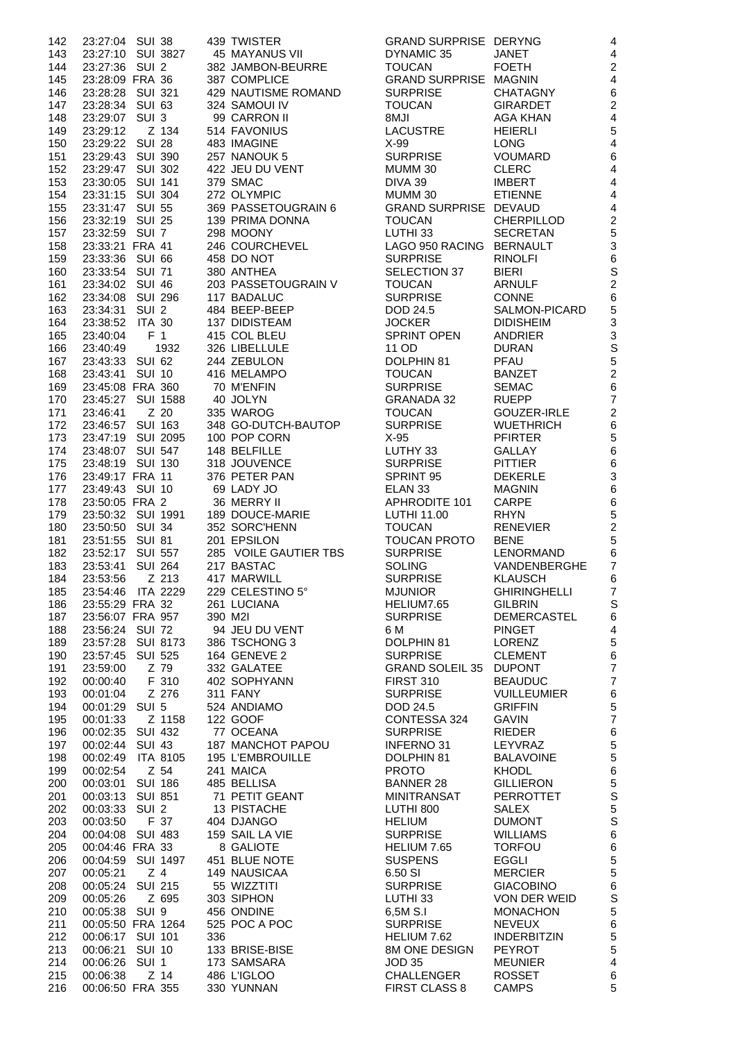| | | | | | | | |
|---|---|---|---|---|---|---|---|
| 142 | 23:27:04 | SUI 38 | 439 | TWISTER | GRAND SURPRISE | DERYNG | 4 |
| 143 | 23:27:10 | SUI 3827 | 45 | MAYANUS VII | DYNAMIC 35 | JANET | 4 |
| 144 | 23:27:36 | SUI 2 | 382 | JAMBON-BEURRE | TOUCAN | FOETH | 2 |
| 145 | 23:28:09 | FRA 36 | 387 | COMPLICE | GRAND SURPRISE | MAGNIN | 4 |
| 146 | 23:28:28 | SUI 321 | 429 | NAUTISME ROMAND | SURPRISE | CHATAGNY | 6 |
| 147 | 23:28:34 | SUI 63 | 324 | SAMOUI IV | TOUCAN | GIRARDET | 2 |
| 148 | 23:29:07 | SUI 3 | 99 | CARRON II | 8MJI | AGA KHAN | 4 |
| 149 | 23:29:12 | Z 134 | 514 | FAVONIUS | LACUSTRE | HEIERLI | 5 |
| 150 | 23:29:22 | SUI 28 | 483 | IMAGINE | X-99 | LONG | 4 |
| 151 | 23:29:43 | SUI 390 | 257 | NANOUK 5 | SURPRISE | VOUMARD | 6 |
| 152 | 23:29:47 | SUI 302 | 422 | JEU DU VENT | MUMM 30 | CLERC | 4 |
| 153 | 23:30:05 | SUI 141 | 379 | SMAC | DIVA 39 | IMBERT | 4 |
| 154 | 23:31:15 | SUI 304 | 272 | OLYMPIC | MUMM 30 | ETIENNE | 4 |
| 155 | 23:31:47 | SUI 55 | 369 | PASSETOUGRAIN 6 | GRAND SURPRISE | DEVAUD | 4 |
| 156 | 23:32:19 | SUI 25 | 139 | PRIMA DONNA | TOUCAN | CHERPILLOD | 2 |
| 157 | 23:32:59 | SUI 7 | 298 | MOONY | LUTHI 33 | SECRETAN | 5 |
| 158 | 23:33:21 | FRA 41 | 246 | COURCHEVEL | LAGO 950 RACING | BERNAULT | 3 |
| 159 | 23:33:36 | SUI 66 | 458 | DO NOT | SURPRISE | RINOLFI | 6 |
| 160 | 23:33:54 | SUI 71 | 380 | ANTHEA | SELECTION 37 | BIERI | S |
| 161 | 23:34:02 | SUI 46 | 203 | PASSETOUGRAIN V | TOUCAN | ARNULF | 2 |
| 162 | 23:34:08 | SUI 296 | 117 | BADALUC | SURPRISE | CONNE | 6 |
| 163 | 23:34:31 | SUI 2 | 484 | BEEP-BEEP | DOD 24.5 | SALMON-PICARD | 5 |
| 164 | 23:38:52 | ITA 30 | 137 | DIDISTEAM | JOCKER | DIDISHEIM | 3 |
| 165 | 23:40:04 | F 1 | 415 | COL BLEU | SPRINT OPEN | ANDRIER | 3 |
| 166 | 23:40:49 | 1932 | 326 | LIBELLULE | 11 OD | DURAN | S |
| 167 | 23:43:33 | SUI 62 | 244 | ZEBULON | DOLPHIN 81 | PFAU | 5 |
| 168 | 23:43:41 | SUI 10 | 416 | MELAMPO | TOUCAN | BANZET | 2 |
| 169 | 23:45:08 | FRA 360 | 70 | M'ENFIN | SURPRISE | SEMAC | 6 |
| 170 | 23:45:27 | SUI 1588 | 40 | JOLYN | GRANADA 32 | RUEPP | 7 |
| 171 | 23:46:41 | Z 20 | 335 | WAROG | TOUCAN | GOUZER-IRLE | 2 |
| 172 | 23:46:57 | SUI 163 | 348 | GO-DUTCH-BAUTOP | SURPRISE | WUETHRICH | 6 |
| 173 | 23:47:19 | SUI 2095 | 100 | POP CORN | X-95 | PFIRTER | 5 |
| 174 | 23:48:07 | SUI 547 | 148 | BELFILLE | LUTHY 33 | GALLAY | 6 |
| 175 | 23:48:19 | SUI 130 | 318 | JOUVENCE | SURPRISE | PITTIER | 6 |
| 176 | 23:49:17 | FRA 11 | 376 | PETER PAN | SPRINT 95 | DEKERLE | 3 |
| 177 | 23:49:43 | SUI 10 | 69 | LADY JO | ELAN 33 | MAGNIN | 6 |
| 178 | 23:50:05 | FRA 2 | 36 | MERRY II | APHRODITE 101 | CARPE | 6 |
| 179 | 23:50:32 | SUI 1991 | 189 | DOUCE-MARIE | LUTHI 11.00 | RHYN | 5 |
| 180 | 23:50:50 | SUI 34 | 352 | SORC'HENN | TOUCAN | RENEVIER | 2 |
| 181 | 23:51:55 | SUI 81 | 201 | EPSILON | TOUCAN PROTO | BENE | 5 |
| 182 | 23:52:17 | SUI 557 | 285 | VOILE GAUTIER TBS | SURPRISE | LENORMAND | 6 |
| 183 | 23:53:41 | SUI 264 | 217 | BASTAC | SOLING | VANDENBERGHE | 7 |
| 184 | 23:53:56 | Z 213 | 417 | MARWILL | SURPRISE | KLAUSCH | 6 |
| 185 | 23:54:46 | ITA 2229 | 229 | CELESTINO 5° | MJUNIOR | GHIRINGHELLI | 7 |
| 186 | 23:55:29 | FRA 32 | 261 | LUCIANA | HELIUM7.65 | GILBRIN | S |
| 187 | 23:56:07 | FRA 957 | 390 | M2I | SURPRISE | DEMERCASTEL | 6 |
| 188 | 23:56:24 | SUI 72 | 94 | JEU DU VENT | 6 M | PINGET | 4 |
| 189 | 23:57:28 | SUI 8173 | 386 | TSCHONG 3 | DOLPHIN 81 | LORENZ | 5 |
| 190 | 23:57:45 | SUI 525 | 164 | GENEVE 2 | SURPRISE | CLEMENT | 6 |
| 191 | 23:59:00 | Z 79 | 332 | GALATEE | GRAND SOLEIL 35 | DUPONT | 7 |
| 192 | 00:00:40 | F 310 | 402 | SOPHYANN | FIRST 310 | BEAUDUC | 7 |
| 193 | 00:01:04 | Z 276 | 311 | FANY | SURPRISE | VUILLEUMIER | 6 |
| 194 | 00:01:29 | SUI 5 | 524 | ANDIAMO | DOD 24.5 | GRIFFIN | 5 |
| 195 | 00:01:33 | Z 1158 | 122 | GOOF | CONTESSA 324 | GAVIN | 7 |
| 196 | 00:02:35 | SUI 432 | 77 | OCEANA | SURPRISE | RIEDER | 6 |
| 197 | 00:02:44 | SUI 43 | 187 | MANCHOT PAPOU | INFERNO 31 | LEYVRAZ | 5 |
| 198 | 00:02:49 | ITA 8105 | 195 | L'EMBROUILLE | DOLPHIN 81 | BALAVOINE | 5 |
| 199 | 00:02:54 | Z 54 | 241 | MAICA | PROTO | KHODL | 6 |
| 200 | 00:03:01 | SUI 186 | 485 | BELLISA | BANNER 28 | GILLIERON | 5 |
| 201 | 00:03:13 | SUI 851 | 71 | PETIT GEANT | MINITRANSAT | PERROTTET | S |
| 202 | 00:03:33 | SUI 2 | 13 | PISTACHE | LUTHI 800 | SALEX | 5 |
| 203 | 00:03:50 | F 37 | 404 | DJANGO | HELIUM | DUMONT | S |
| 204 | 00:04:08 | SUI 483 | 159 | SAIL LA VIE | SURPRISE | WILLIAMS | 6 |
| 205 | 00:04:46 | FRA 33 | 8 | GALIOTE | HELIUM 7.65 | TORFOU | 6 |
| 206 | 00:04:59 | SUI 1497 | 451 | BLUE NOTE | SUSPENS | EGGLI | 5 |
| 207 | 00:05:21 | Z 4 | 149 | NAUSICAA | 6.50 SI | MERCIER | 5 |
| 208 | 00:05:24 | SUI 215 | 55 | WIZZTITI | SURPRISE | GIACOBINO | 6 |
| 209 | 00:05:26 | Z 695 | 303 | SIPHON | LUTHI 33 | VON DER WEID | S |
| 210 | 00:05:38 | SUI 9 | 456 | ONDINE | 6,5M S.I | MONACHON | 5 |
| 211 | 00:05:50 | FRA 1264 | 525 | POC A POC | SURPRISE | NEVEUX | 6 |
| 212 | 00:06:17 | SUI 101 | 336 | | HELIUM 7.62 | INDERBITZIN | 5 |
| 213 | 00:06:21 | SUI 10 | 133 | BRISE-BISE | 8M ONE DESIGN | PEYROT | 5 |
| 214 | 00:06:26 | SUI 1 | 173 | SAMSARA | JOD 35 | MEUNIER | 4 |
| 215 | 00:06:38 | Z 14 | 486 | L'IGLOO | CHALLENGER | ROSSET | 6 |
| 216 | 00:06:50 | FRA 355 | 330 | YUNNAN | FIRST CLASS 8 | CAMPS | 5 |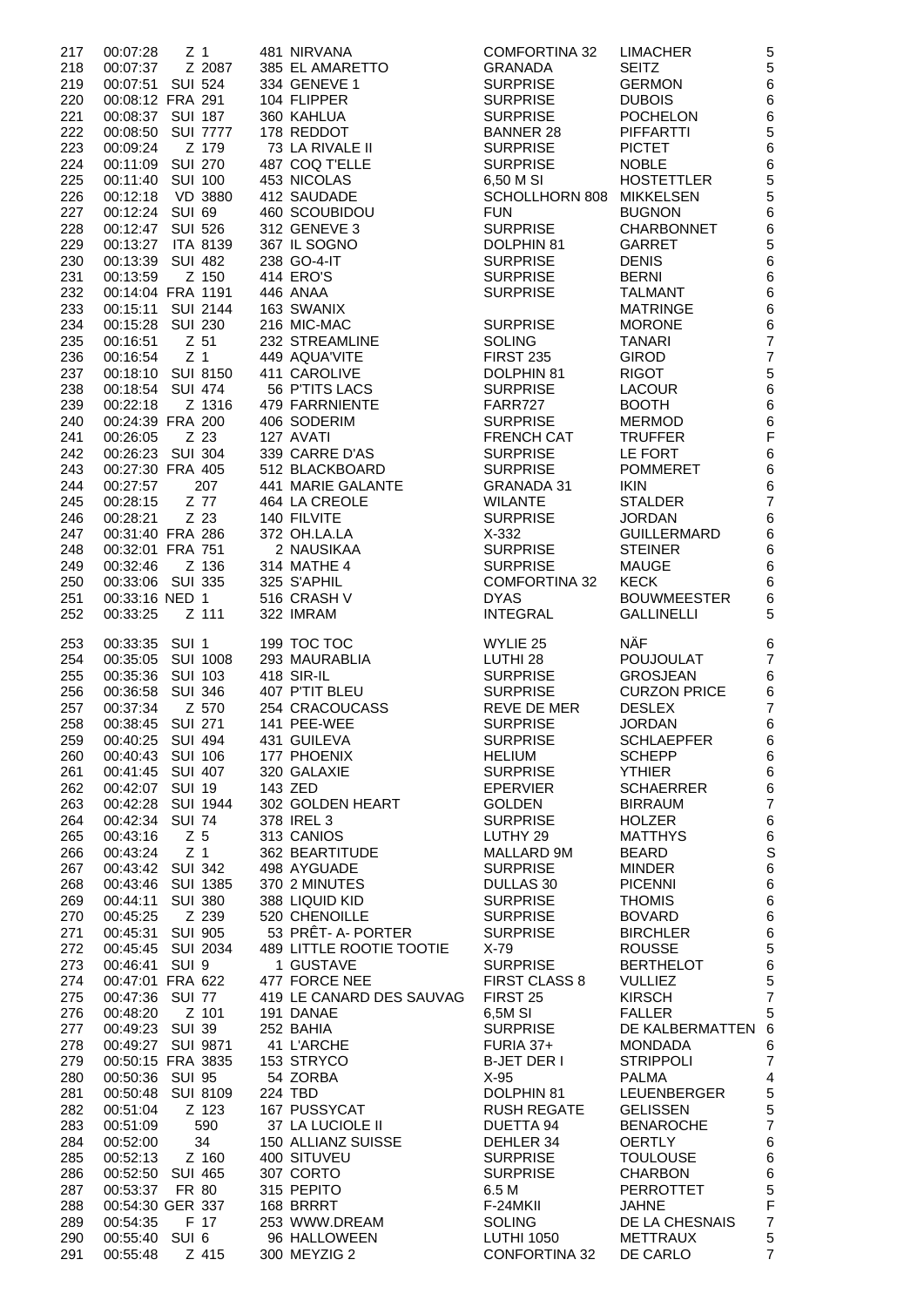| | | | | | | | |
|---|---|---|---|---|---|---|---|
| 217 | 00:07:28 | Z 1 | 481 | NIRVANA | COMFORTINA 32 | LIMACHER | 5 |
| 218 | 00:07:37 | Z 2087 | 385 | EL AMARETTO | GRANADA | SEITZ | 5 |
| 219 | 00:07:51 | SUI 524 | 334 | GENEVE 1 | SURPRISE | GERMON | 6 |
| 220 | 00:08:12 | FRA 291 | 104 | FLIPPER | SURPRISE | DUBOIS | 6 |
| 221 | 00:08:37 | SUI 187 | 360 | KAHLUA | SURPRISE | POCHELON | 6 |
| 222 | 00:08:50 | SUI 7777 | 178 | REDDOT | BANNER 28 | PIFFARTTI | 5 |
| 223 | 00:09:24 | Z 179 | 73 | LA RIVALE II | SURPRISE | PICTET | 6 |
| 224 | 00:11:09 | SUI 270 | 487 | COQ T'ELLE | SURPRISE | NOBLE | 6 |
| 225 | 00:11:40 | SUI 100 | 453 | NICOLAS | 6,50 M SI | HOSTETTLER | 5 |
| 226 | 00:12:18 | VD 3880 | 412 | SAUDADE | SCHOLLHORN 808 | MIKKELSEN | 5 |
| 227 | 00:12:24 | SUI 69 | 460 | SCOUBIDOU | FUN | BUGNON | 6 |
| 228 | 00:12:47 | SUI 526 | 312 | GENEVE 3 | SURPRISE | CHARBONNET | 6 |
| 229 | 00:13:27 | ITA 8139 | 367 | IL SOGNO | DOLPHIN 81 | GARRET | 5 |
| 230 | 00:13:39 | SUI 482 | 238 | GO-4-IT | SURPRISE | DENIS | 6 |
| 231 | 00:13:59 | Z 150 | 414 | ERO'S | SURPRISE | BERNI | 6 |
| 232 | 00:14:04 | FRA 1191 | 446 | ANAA | SURPRISE | TALMANT | 6 |
| 233 | 00:15:11 | SUI 2144 | 163 | SWANIX | | MATRINGE | 6 |
| 234 | 00:15:28 | SUI 230 | 216 | MIC-MAC | SURPRISE | MORONE | 6 |
| 235 | 00:16:51 | Z 51 | 232 | STREAMLINE | SOLING | TANARI | 7 |
| 236 | 00:16:54 | Z 1 | 449 | AQUA'VITE | FIRST 235 | GIROD | 7 |
| 237 | 00:18:10 | SUI 8150 | 411 | CAROLIVE | DOLPHIN 81 | RIGOT | 5 |
| 238 | 00:18:54 | SUI 474 | 56 | P'TITS LACS | SURPRISE | LACOUR | 6 |
| 239 | 00:22:18 | Z 1316 | 479 | FARRNIENTE | FARR727 | BOOTH | 6 |
| 240 | 00:24:39 | FRA 200 | 406 | SODERIM | SURPRISE | MERMOD | 6 |
| 241 | 00:26:05 | Z 23 | 127 | AVATI | FRENCH CAT | TRUFFER | F |
| 242 | 00:26:23 | SUI 304 | 339 | CARRE D'AS | SURPRISE | LE FORT | 6 |
| 243 | 00:27:30 | FRA 405 | 512 | BLACKBOARD | SURPRISE | POMMERET | 6 |
| 244 | 00:27:57 | 207 | 441 | MARIE GALANTE | GRANADA 31 | IKIN | 6 |
| 245 | 00:28:15 | Z 77 | 464 | LA CREOLE | WILANTE | STALDER | 7 |
| 246 | 00:28:21 | Z 23 | 140 | FILVITE | SURPRISE | JORDAN | 6 |
| 247 | 00:31:40 | FRA 286 | 372 | OH.LA.LA | X-332 | GUILLERMARD | 6 |
| 248 | 00:32:01 | FRA 751 | 2 | NAUSIKAA | SURPRISE | STEINER | 6 |
| 249 | 00:32:46 | Z 136 | 314 | MATHE 4 | SURPRISE | MAUGE | 6 |
| 250 | 00:33:06 | SUI 335 | 325 | S'APHIL | COMFORTINA 32 | KECK | 6 |
| 251 | 00:33:16 | NED 1 | 516 | CRASH V | DYAS | BOUWMEESTER | 6 |
| 252 | 00:33:25 | Z 111 | 322 | IMRAM | INTEGRAL | GALLINELLI | 5 |
| 253 | 00:33:35 | SUI 1 | 199 | TOC TOC | WYLIE 25 | NÄF | 6 |
| 254 | 00:35:05 | SUI 1008 | 293 | MAURABLIA | LUTHI 28 | POUJOULAT | 7 |
| 255 | 00:35:36 | SUI 103 | 418 | SIR-IL | SURPRISE | GROSJEAN | 6 |
| 256 | 00:36:58 | SUI 346 | 407 | P'TIT BLEU | SURPRISE | CURZON PRICE | 6 |
| 257 | 00:37:34 | Z 570 | 254 | CRACOUCASS | REVE DE MER | DESLEX | 7 |
| 258 | 00:38:45 | SUI 271 | 141 | PEE-WEE | SURPRISE | JORDAN | 6 |
| 259 | 00:40:25 | SUI 494 | 431 | GUILEVA | SURPRISE | SCHLAEPFER | 6 |
| 260 | 00:40:43 | SUI 106 | 177 | PHOENIX | HELIUM | SCHEPP | 6 |
| 261 | 00:41:45 | SUI 407 | 320 | GALAXIE | SURPRISE | YTHIER | 6 |
| 262 | 00:42:07 | SUI 19 | 143 | ZED | EPERVIER | SCHAERRER | 6 |
| 263 | 00:42:28 | SUI 1944 | 302 | GOLDEN HEART | GOLDEN | BIRRAUM | 7 |
| 264 | 00:42:34 | SUI 74 | 378 | IREL 3 | SURPRISE | HOLZER | 6 |
| 265 | 00:43:16 | Z 5 | 313 | CANIOS | LUTHY 29 | MATTHYS | 6 |
| 266 | 00:43:24 | Z 1 | 362 | BEARTITUDE | MALLARD 9M | BEARD | S |
| 267 | 00:43:42 | SUI 342 | 498 | AYGUADE | SURPRISE | MINDER | 6 |
| 268 | 00:43:46 | SUI 1385 | 370 | 2 MINUTES | DULLAS 30 | PICENNI | 6 |
| 269 | 00:44:11 | SUI 380 | 388 | LIQUID KID | SURPRISE | THOMIS | 6 |
| 270 | 00:45:25 | Z 239 | 520 | CHENOILLE | SURPRISE | BOVARD | 6 |
| 271 | 00:45:31 | SUI 905 | 53 | PRÊT- A- PORTER | SURPRISE | BIRCHLER | 6 |
| 272 | 00:45:45 | SUI 2034 | 489 | LITTLE ROOTIE TOOTIE | X-79 | ROUSSE | 5 |
| 273 | 00:46:41 | SUI 9 | 1 | GUSTAVE | SURPRISE | BERTHELOT | 6 |
| 274 | 00:47:01 | FRA 622 | 477 | FORCE NEE | FIRST CLASS 8 | VULLIEZ | 5 |
| 275 | 00:47:36 | SUI 77 | 419 | LE CANARD DES SAUVAG | FIRST 25 | KIRSCH | 7 |
| 276 | 00:48:20 | Z 101 | 191 | DANAE | 6,5M SI | FALLER | 5 |
| 277 | 00:49:23 | SUI 39 | 252 | BAHIA | SURPRISE | DE KALBERMATTEN | 6 |
| 278 | 00:49:27 | SUI 9871 | 41 | L'ARCHE | FURIA 37+ | MONDADA | 6 |
| 279 | 00:50:15 | FRA 3835 | 153 | STRYCO | B-JET DER I | STRIPPOLI | 7 |
| 280 | 00:50:36 | SUI 95 | 54 | ZORBA | X-95 | PALMA | 4 |
| 281 | 00:50:48 | SUI 8109 | 224 | TBD | DOLPHIN 81 | LEUENBERGER | 5 |
| 282 | 00:51:04 | Z 123 | 167 | PUSSYCAT | RUSH REGATE | GELISSEN | 5 |
| 283 | 00:51:09 | 590 | 37 | LA LUCIOLE II | DUETTA 94 | BENAROCHE | 7 |
| 284 | 00:52:00 | 34 | 150 | ALLIANZ SUISSE | DEHLER 34 | OERTLY | 6 |
| 285 | 00:52:13 | Z 160 | 400 | SITUVEU | SURPRISE | TOULOUSE | 6 |
| 286 | 00:52:50 | SUI 465 | 307 | CORTO | SURPRISE | CHARBON | 6 |
| 287 | 00:53:37 | FR 80 | 315 | PEPITO | 6.5 M | PERROTTET | 5 |
| 288 | 00:54:30 | GER 337 | 168 | BRRRT | F-24MKII | JAHNE | F |
| 289 | 00:54:35 | F 17 | 253 | WWW.DREAM | SOLING | DE LA CHESNAIS | 7 |
| 290 | 00:55:40 | SUI 6 | 96 | HALLOWEEN | LUTHI 1050 | METTRAUX | 5 |
| 291 | 00:55:48 | Z 415 | 300 | MEYZIG 2 | CONFORTINA 32 | DE CARLO | 7 |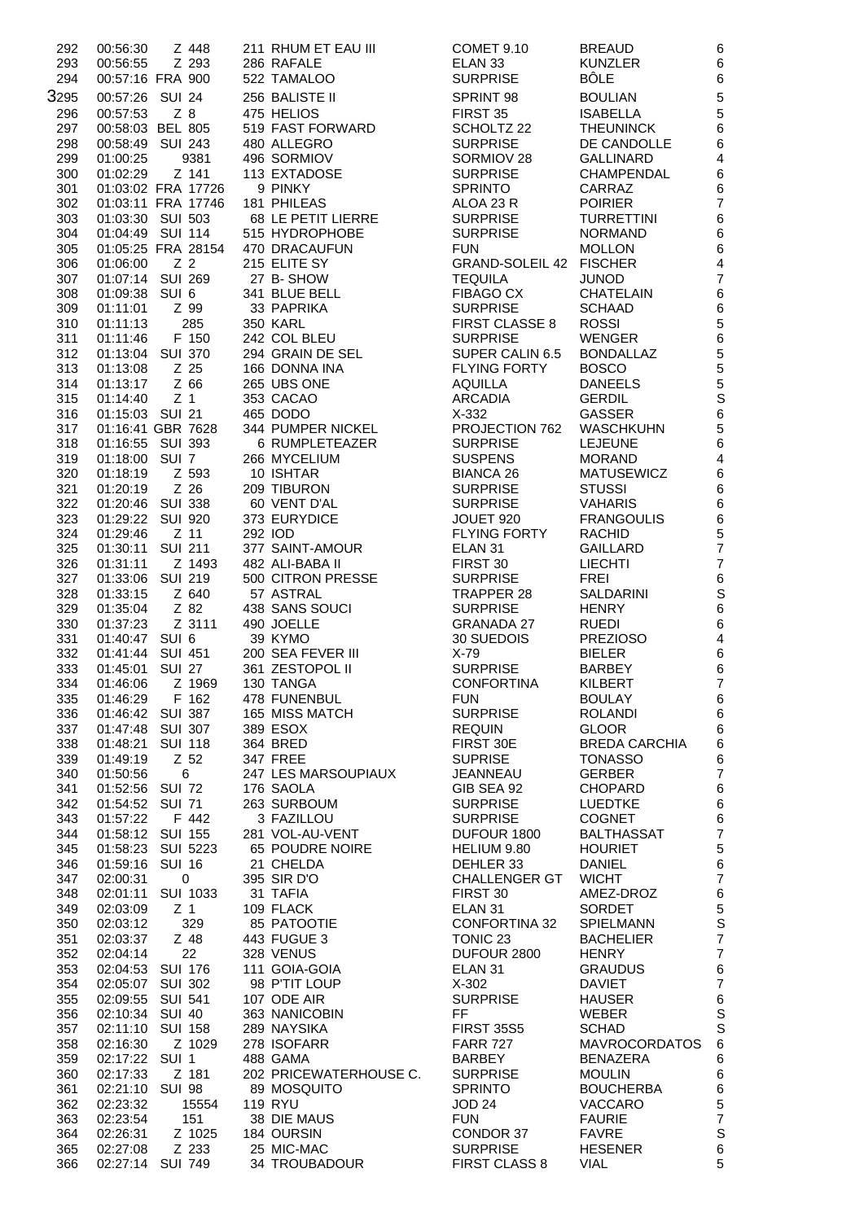| | | | | | | |
|---|---|---|---|---|---|---|
| 292 | 00:56:30 | Z 448 | 211 RHUM ET EAU III | COMET 9.10 | BREAUD | 6 |
| 293 | 00:56:55 | Z 293 | 286 RAFALE | ELAN 33 | KUNZLER | 6 |
| 294 | 00:57:16 | FRA 900 | 522 TAMALOO | SURPRISE | BÔLE | 6 |
| 295 | 00:57:26 | SUI 24 | 256 BALISTE II | SPRINT 98 | BOULIAN | 5 |
| 296 | 00:57:53 | Z 8 | 475 HELIOS | FIRST 35 | ISABELLA | 5 |
| 297 | 00:58:03 | BEL 805 | 519 FAST FORWARD | SCHOLTZ 22 | THEUNINCK | 6 |
| 298 | 00:58:49 | SUI 243 | 480 ALLEGRO | SURPRISE | DE CANDOLLE | 6 |
| 299 | 01:00:25 | 9381 | 496 SORMIOV | SORMIOV 28 | GALLINARD | 4 |
| 300 | 01:02:29 | Z 141 | 113 EXTADOSE | SURPRISE | CHAMPENDAL | 6 |
| 301 | 01:03:02 | FRA 17726 | 9 PINKY | SPRINTO | CARRAZ | 6 |
| 302 | 01:03:11 | FRA 17746 | 181 PHILEAS | ALOA 23 R | POIRIER | 7 |
| 303 | 01:03:30 | SUI 503 | 68 LE PETIT LIERRE | SURPRISE | TURRETTINI | 6 |
| 304 | 01:04:49 | SUI 114 | 515 HYDROPHOBE | SURPRISE | NORMAND | 6 |
| 305 | 01:05:25 | FRA 28154 | 470 DRACAUFUN | FUN | MOLLON | 6 |
| 306 | 01:06:00 | Z 2 | 215 ELITE SY | GRAND-SOLEIL 42 | FISCHER | 4 |
| 307 | 01:07:14 | SUI 269 | 27 B- SHOW | TEQUILA | JUNOD | 7 |
| 308 | 01:09:38 | SUI 6 | 341 BLUE BELL | FIBAGO CX | CHATELAIN | 6 |
| 309 | 01:11:01 | Z 99 | 33 PAPRIKA | SURPRISE | SCHAAD | 6 |
| 310 | 01:11:13 | 285 | 350 KARL | FIRST CLASSE 8 | ROSSI | 5 |
| 311 | 01:11:46 | F 150 | 242 COL BLEU | SURPRISE | WENGER | 6 |
| 312 | 01:13:04 | SUI 370 | 294 GRAIN DE SEL | SUPER CALIN 6.5 | BONDALLAZ | 5 |
| 313 | 01:13:08 | Z 25 | 166 DONNA INA | FLYING FORTY | BOSCO | 5 |
| 314 | 01:13:17 | Z 66 | 265 UBS ONE | AQUILLA | DANEELS | 5 |
| 315 | 01:14:40 | Z 1 | 353 CACAO | ARCADIA | GERDIL | S |
| 316 | 01:15:03 | SUI 21 | 465 DODO | X-332 | GASSER | 6 |
| 317 | 01:16:41 | GBR 7628 | 344 PUMPER NICKEL | PROJECTION 762 | WASCHKUHN | 5 |
| 318 | 01:16:55 | SUI 393 | 6 RUMPLETEAZER | SURPRISE | LEJEUNE | 6 |
| 319 | 01:18:00 | SUI 7 | 266 MYCELIUM | SUSPENS | MORAND | 4 |
| 320 | 01:18:19 | Z 593 | 10 ISHTAR | BIANCA 26 | MATUSEWICZ | 6 |
| 321 | 01:20:19 | Z 26 | 209 TIBURON | SURPRISE | STUSSI | 6 |
| 322 | 01:20:46 | SUI 338 | 60 VENT D'AL | SURPRISE | VAHARIS | 6 |
| 323 | 01:29:22 | SUI 920 | 373 EURYDICE | JOUET 920 | FRANGOULIS | 6 |
| 324 | 01:29:46 | Z 11 | 292 IOD | FLYING FORTY | RACHID | 5 |
| 325 | 01:30:11 | SUI 211 | 377 SAINT-AMOUR | ELAN 31 | GAILLARD | 7 |
| 326 | 01:31:11 | Z 1493 | 482 ALI-BABA II | FIRST 30 | LIECHTI | 7 |
| 327 | 01:33:06 | SUI 219 | 500 CITRON PRESSE | SURPRISE | FREI | 6 |
| 328 | 01:33:15 | Z 640 | 57 ASTRAL | TRAPPER 28 | SALDARINI | S |
| 329 | 01:35:04 | Z 82 | 438 SANS SOUCI | SURPRISE | HENRY | 6 |
| 330 | 01:37:23 | Z 3111 | 490 JOELLE | GRANADA 27 | RUEDI | 6 |
| 331 | 01:40:47 | SUI 6 | 39 KYMO | 30 SUEDOIS | PREZIOSO | 4 |
| 332 | 01:41:44 | SUI 451 | 200 SEA FEVER III | X-79 | BIELER | 6 |
| 333 | 01:45:01 | SUI 27 | 361 ZESTOPOL II | SURPRISE | BARBEY | 6 |
| 334 | 01:46:06 | Z 1969 | 130 TANGA | CONFORTINA | KILBERT | 7 |
| 335 | 01:46:29 | F 162 | 478 FUNENBUL | FUN | BOULAY | 6 |
| 336 | 01:46:42 | SUI 387 | 165 MISS MATCH | SURPRISE | ROLANDI | 6 |
| 337 | 01:47:48 | SUI 307 | 389 ESOX | REQUIN | GLOOR | 6 |
| 338 | 01:48:21 | SUI 118 | 364 BRED | FIRST 30E | BREDA CARCHIA | 6 |
| 339 | 01:49:19 | Z 52 | 347 FREE | SUPRISE | TONASSO | 6 |
| 340 | 01:50:56 | 6 | 247 LES MARSOUPIAUX | JEANNEAU | GERBER | 7 |
| 341 | 01:52:56 | SUI 72 | 176 SAOLA | GIB SEA 92 | CHOPARD | 6 |
| 342 | 01:54:52 | SUI 71 | 263 SURBOUM | SURPRISE | LUEDTKE | 6 |
| 343 | 01:57:22 | F 442 | 3 FAZILLOU | SURPRISE | COGNET | 6 |
| 344 | 01:58:12 | SUI 155 | 281 VOL-AU-VENT | DUFOUR 1800 | BALTHASSAT | 7 |
| 345 | 01:58:23 | SUI 5223 | 65 POUDRE NOIRE | HELIUM 9.80 | HOURIET | 5 |
| 346 | 01:59:16 | SUI 16 | 21 CHELDA | DEHLER 33 | DANIEL | 6 |
| 347 | 02:00:31 | 0 | 395 SIR D'O | CHALLENGER GT | WICHT | 7 |
| 348 | 02:01:11 | SUI 1033 | 31 TAFIA | FIRST 30 | AMEZ-DROZ | 6 |
| 349 | 02:03:09 | Z 1 | 109 FLACK | ELAN 31 | SORDET | 5 |
| 350 | 02:03:12 | 329 | 85 PATOOTIE | CONFORTINA 32 | SPIELMANN | S |
| 351 | 02:03:37 | Z 48 | 443 FUGUE 3 | TONIC 23 | BACHELIER | 7 |
| 352 | 02:04:14 | 22 | 328 VENUS | DUFOUR 2800 | HENRY | 7 |
| 353 | 02:04:53 | SUI 176 | 111 GOIA-GOIA | ELAN 31 | GRAUDUS | 6 |
| 354 | 02:05:07 | SUI 302 | 98 P'TIT LOUP | X-302 | DAVIET | 7 |
| 355 | 02:09:55 | SUI 541 | 107 ODE AIR | SURPRISE | HAUSER | 6 |
| 356 | 02:10:34 | SUI 40 | 363 NANICOBIN | FF | WEBER | S |
| 357 | 02:11:10 | SUI 158 | 289 NAYSIKA | FIRST 35S5 | SCHAD | S |
| 358 | 02:16:30 | Z 1029 | 278 ISOFARR | FARR 727 | MAVROCORDATOS | 6 |
| 359 | 02:17:22 | SUI 1 | 488 GAMA | BARBEY | BENAZERA | 6 |
| 360 | 02:17:33 | Z 181 | 202 PRICEWATERHOUSE C. | SURPRISE | MOULIN | 6 |
| 361 | 02:21:10 | SUI 98 | 89 MOSQUITO | SPRINTO | BOUCHERBA | 6 |
| 362 | 02:23:32 | 15554 | 119 RYU | JOD 24 | VACCARO | 5 |
| 363 | 02:23:54 | 151 | 38 DIE MAUS | FUN | FAURIE | 7 |
| 364 | 02:26:31 | Z 1025 | 184 OURSIN | CONDOR 37 | FAVRE | S |
| 365 | 02:27:08 | Z 233 | 25 MIC-MAC | SURPRISE | HESENER | 6 |
| 366 | 02:27:14 | SUI 749 | 34 TROUBADOUR | FIRST CLASS 8 | VIAL | 5 |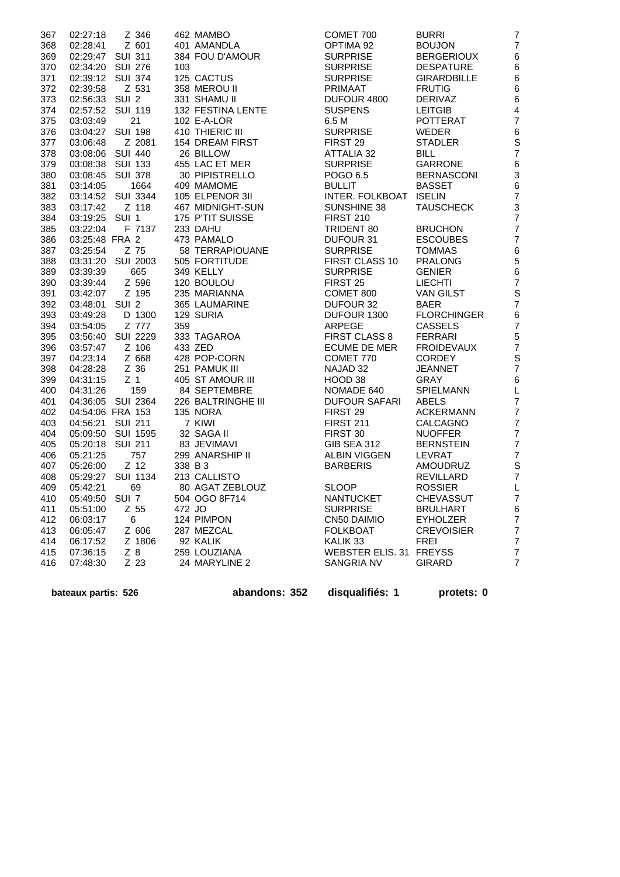| | | | | | | |
|---|---|---|---|---|---|---|
| 367 | 02:27:18 | Z 346 | 462 MAMBO | COMET 700 | BURRI | 7 |
| 368 | 02:28:41 | Z 601 | 401 AMANDLA | OPTIMA 92 | BOUJON | 7 |
| 369 | 02:29:47 | SUI 311 | 384 FOU D'AMOUR | SURPRISE | BERGERIOUX | 6 |
| 370 | 02:34:20 | SUI 276 | 103 | SURPRISE | DESPATURE | 6 |
| 371 | 02:39:12 | SUI 374 | 125 CACTUS | SURPRISE | GIRARDBILLE | 6 |
| 372 | 02:39:58 | Z 531 | 358 MEROU II | PRIMAAT | FRUTIG | 6 |
| 373 | 02:56:33 | SUI 2 | 331 SHAMU II | DUFOUR 4800 | DERIVAZ | 6 |
| 374 | 02:57:52 | SUI 119 | 132 FESTINA LENTE | SUSPENS | LEITGIB | 4 |
| 375 | 03:03:49 | 21 | 102 E-A-LOR | 6.5 M | POTTERAT | 7 |
| 376 | 03:04:27 | SUI 198 | 410 THIERIC III | SURPRISE | WEDER | 6 |
| 377 | 03:06:48 | Z 2081 | 154 DREAM FIRST | FIRST 29 | STADLER | S |
| 378 | 03:08:06 | SUI 440 | 26 BILLOW | ATTALIA 32 | BILL | 7 |
| 379 | 03:08:38 | SUI 133 | 455 LAC ET MER | SURPRISE | GARRONE | 6 |
| 380 | 03:08:45 | SUI 378 | 30 PIPISTRELLO | POGO 6.5 | BERNASCONI | 3 |
| 381 | 03:14:05 | 1664 | 409 MAMOME | BULLIT | BASSET | 6 |
| 382 | 03:14:52 | SUI 3344 | 105 ELPENOR 3II | INTER. FOLKBOAT | ISELIN | 7 |
| 383 | 03:17:42 | Z 118 | 467 MIDNIGHT-SUN | SUNSHINE 38 | TAUSCHECK | 3 |
| 384 | 03:19:25 | SUI 1 | 175 P'TIT SUISSE | FIRST 210 | | 7 |
| 385 | 03:22:04 | F 7137 | 233 DAHU | TRIDENT 80 | BRUCHON | 7 |
| 386 | 03:25:48 | FRA 2 | 473 PAMALO | DUFOUR 31 | ESCOUBES | 7 |
| 387 | 03:25:54 | Z 75 | 58 TERRAPIOUANE | SURPRISE | TOMMAS | 6 |
| 388 | 03:31:20 | SUI 2003 | 505 FORTITUDE | FIRST CLASS 10 | PRALONG | 5 |
| 389 | 03:39:39 | 665 | 349 KELLY | SURPRISE | GENIER | 6 |
| 390 | 03:39:44 | Z 596 | 120 BOULOU | FIRST 25 | LIECHTI | 7 |
| 391 | 03:42:07 | Z 195 | 235 MARIANNA | COMET 800 | VAN GILST | S |
| 392 | 03:48:01 | SUI 2 | 365 LAUMARINE | DUFOUR 32 | BAER | 7 |
| 393 | 03:49:28 | D 1300 | 129 SURIA | DUFOUR 1300 | FLORCHINGER | 6 |
| 394 | 03:54:05 | Z 777 | 359 | ARPEGE | CASSELS | 7 |
| 395 | 03:56:40 | SUI 2229 | 333 TAGAROA | FIRST CLASS 8 | FERRARI | 5 |
| 396 | 03:57:47 | Z 106 | 433 ZED | ECUME DE MER | FROIDEVAUX | 7 |
| 397 | 04:23:14 | Z 668 | 428 POP-CORN | COMET 770 | CORDEY | S |
| 398 | 04:28:28 | Z 36 | 251 PAMUK III | NAJAD 32 | JEANNET | 7 |
| 399 | 04:31:15 | Z 1 | 405 ST AMOUR III | HOOD 38 | GRAY | 6 |
| 400 | 04:31:26 | 159 | 84 SEPTEMBRE | NOMADE 640 | SPIELMANN | L |
| 401 | 04:36:05 | SUI 2364 | 226 BALTRINGHE III | DUFOUR SAFARI | ABELS | 7 |
| 402 | 04:54:06 | FRA 153 | 135 NORA | FIRST 29 | ACKERMANN | 7 |
| 403 | 04:56:21 | SUI 211 | 7 KIWI | FIRST 211 | CALCAGNO | 7 |
| 404 | 05:09:50 | SUI 1595 | 32 SAGA II | FIRST 30 | NUOFFER | 7 |
| 405 | 05:20:18 | SUI 211 | 83 JEVIMAVI | GIB SEA 312 | BERNSTEIN | 7 |
| 406 | 05:21:25 | 757 | 299 ANARSHIP II | ALBIN VIGGEN | LEVRAT | 7 |
| 407 | 05:26:00 | Z 12 | 338 B 3 | BARBERIS | AMOUDRUZ | S |
| 408 | 05:29:27 | SUI 1134 | 213 CALLISTO | | REVILLARD | 7 |
| 409 | 05:42:21 | 69 | 80 AGAT ZEBLOUZ | SLOOP | ROSSIER | L |
| 410 | 05:49:50 | SUI 7 | 504 OGO 8F714 | NANTUCKET | CHEVASSUT | 7 |
| 411 | 05:51:00 | Z 55 | 472 JO | SURPRISE | BRULHART | 6 |
| 412 | 06:03:17 | 6 | 124 PIMPON | CN50 DAIMIO | EYHOLZER | 7 |
| 413 | 06:05:47 | Z 606 | 287 MEZCAL | FOLKBOAT | CREVOISIER | 7 |
| 414 | 06:17:52 | Z 1806 | 92 KALIK | KALIK 33 | FREI | 7 |
| 415 | 07:36:15 | Z 8 | 259 LOUZIANA | WEBSTER ELIS. 31 | FREYSS | 7 |
| 416 | 07:48:30 | Z 23 | 24 MARYLINE 2 | SANGRIA NV | GIRARD | 7 |

**bateaux partis: 526** **abandons: 352** **disqualifiés: 1** **protets: 0**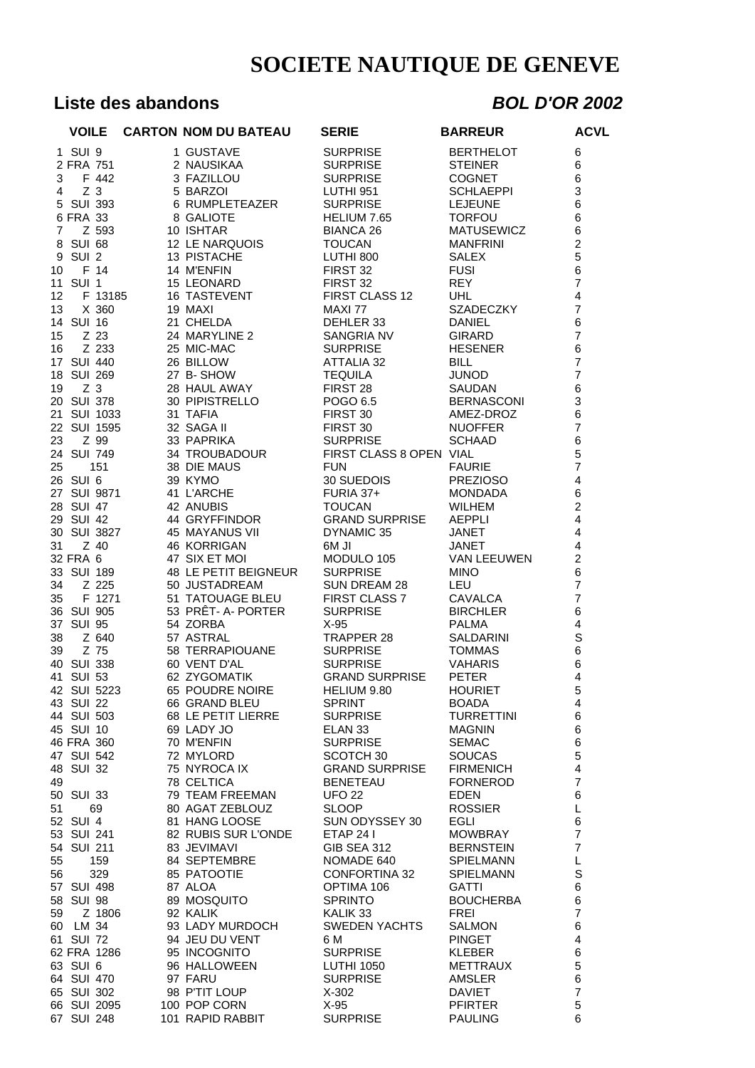# SOCIETE NAUTIQUE DE GENEVE

## Liste des abandons

## *BOL D'OR 2002*

| | VOILE | CARTON | NOM DU BATEAU | SERIE | BARREUR | ACVL |
|---|---|---|---|---|---|---|
| 1 | SUI 9 | 1 | GUSTAVE | SURPRISE | BERTHELOT | 6 |
| 2 | FRA 751 | 2 | NAUSIKAA | SURPRISE | STEINER | 6 |
| 3 | F 442 | 3 | FAZILLOU | SURPRISE | COGNET | 6 |
| 4 | Z 3 | 5 | BARZOI | LUTHI 951 | SCHLAEPPI | 3 |
| 5 | SUI 393 | 6 | RUMPLETEAZER | SURPRISE | LEJEUNE | 6 |
| 6 | FRA 33 | 8 | GALIOTE | HELIUM 7.65 | TORFOU | 6 |
| 7 | Z 593 | 10 | ISHTAR | BIANCA 26 | MATUSEWICZ | 6 |
| 8 | SUI 68 | 12 | LE NARQUOIS | TOUCAN | MANFRINI | 2 |
| 9 | SUI 2 | 13 | PISTACHE | LUTHI 800 | SALEX | 5 |
| 10 | F 14 | 14 | M'ENFIN | FIRST 32 | FUSI | 6 |
| 11 | SUI 1 | 15 | LEONARD | FIRST 32 | REY | 7 |
| 12 | F 13185 | 16 | TASTEVENT | FIRST CLASS 12 | UHL | 4 |
| 13 | X 360 | 19 | MAXI | MAXI 77 | SZADECZKY | 7 |
| 14 | SUI 16 | 21 | CHELDA | DEHLER 33 | DANIEL | 6 |
| 15 | Z 23 | 24 | MARYLINE 2 | SANGRIA NV | GIRARD | 7 |
| 16 | Z 233 | 25 | MIC-MAC | SURPRISE | HESENER | 6 |
| 17 | SUI 440 | 26 | BILLOW | ATTALIA 32 | BILL | 7 |
| 18 | SUI 269 | 27 | B- SHOW | TEQUILA | JUNOD | 7 |
| 19 | Z 3 | 28 | HAUL AWAY | FIRST 28 | SAUDAN | 6 |
| 20 | SUI 378 | 30 | PIPISTRELLO | POGO 6.5 | BERNASCONI | 3 |
| 21 | SUI 1033 | 31 | TAFIA | FIRST 30 | AMEZ-DROZ | 6 |
| 22 | SUI 1595 | 32 | SAGA II | FIRST 30 | NUOFFER | 7 |
| 23 | Z 99 | 33 | PAPRIKA | SURPRISE | SCHAAD | 6 |
| 24 | SUI 749 | 34 | TROUBADOUR | FIRST CLASS 8 OPEN | VIAL | 5 |
| 25 | 151 | 38 | DIE MAUS | FUN | FAURIE | 7 |
| 26 | SUI 6 | 39 | KYMO | 30 SUEDOIS | PREZIOSO | 4 |
| 27 | SUI 9871 | 41 | L'ARCHE | FURIA 37+ | MONDADA | 6 |
| 28 | SUI 47 | 42 | ANUBIS | TOUCAN | WILHEM | 2 |
| 29 | SUI 42 | 44 | GRYFFINDOR | GRAND SURPRISE | AEPPLI | 4 |
| 30 | SUI 3827 | 45 | MAYANUS VII | DYNAMIC 35 | JANET | 4 |
| 31 | Z 40 | 46 | KORRIGAN | 6M JI | JANET | 4 |
| 32 | FRA 6 | 47 | SIX ET MOI | MODULO 105 | VAN LEEUWEN | 2 |
| 33 | SUI 189 | 48 | LE PETIT BEIGNEUR | SURPRISE | MINO | 6 |
| 34 | Z 225 | 50 | JUSTADREAM | SUN DREAM 28 | LEU | 7 |
| 35 | F 1271 | 51 | TATOUAGE BLEU | FIRST CLASS 7 | CAVALCA | 7 |
| 36 | SUI 905 | 53 | PRÊT- A- PORTER | SURPRISE | BIRCHLER | 6 |
| 37 | SUI 95 | 54 | ZORBA | X-95 | PALMA | 4 |
| 38 | Z 640 | 57 | ASTRAL | TRAPPER 28 | SALDARINI | S |
| 39 | Z 75 | 58 | TERRAPIOUANE | SURPRISE | TOMMAS | 6 |
| 40 | SUI 338 | 60 | VENT D'AL | SURPRISE | VAHARIS | 6 |
| 41 | SUI 53 | 62 | ZYGOMATIK | GRAND SURPRISE | PETER | 4 |
| 42 | SUI 5223 | 65 | POUDRE NOIRE | HELIUM 9.80 | HOURIET | 5 |
| 43 | SUI 22 | 66 | GRAND BLEU | SPRINT | BOADA | 4 |
| 44 | SUI 503 | 68 | LE PETIT LIERRE | SURPRISE | TURRETTINI | 6 |
| 45 | SUI 10 | 69 | LADY JO | ELAN 33 | MAGNIN | 6 |
| 46 | FRA 360 | 70 | M'ENFIN | SURPRISE | SEMAC | 6 |
| 47 | SUI 542 | 72 | MYLORD | SCOTCH 30 | SOUCAS | 5 |
| 48 | SUI 32 | 75 | NYROCA IX | GRAND SURPRISE | FIRMENICH | 4 |
| 49 | | 78 | CELTICA | BENETEAU | FORNEROD | 7 |
| 50 | SUI 33 | 79 | TEAM FREEMAN | UFO 22 | EDEN | 6 |
| 51 | 69 | 80 | AGAT ZEBLOUZ | SLOOP | ROSSIER | L |
| 52 | SUI 4 | 81 | HANG LOOSE | SUN ODYSSEY 30 | EGLI | 6 |
| 53 | SUI 241 | 82 | RUBIS SUR L'ONDE | ETAP 24 I | MOWBRAY | 7 |
| 54 | SUI 211 | 83 | JEVIMAVI | GIB SEA 312 | BERNSTEIN | 7 |
| 55 | 159 | 84 | SEPTEMBRE | NOMADE 640 | SPIELMANN | L |
| 56 | 329 | 85 | PATOOTIE | CONFORTINA 32 | SPIELMANN | S |
| 57 | SUI 498 | 87 | ALOA | OPTIMA 106 | GATTI | 6 |
| 58 | SUI 98 | 89 | MOSQUITO | SPRINTO | BOUCHERBA | 6 |
| 59 | Z 1806 | 92 | KALIK | KALIK 33 | FREI | 7 |
| 60 | LM 34 | 93 | LADY MURDOCH | SWEDEN YACHTS | SALMON | 6 |
| 61 | SUI 72 | 94 | JEU DU VENT | 6 M | PINGET | 4 |
| 62 | FRA 1286 | 95 | INCOGNITO | SURPRISE | KLEBER | 6 |
| 63 | SUI 6 | 96 | HALLOWEEN | LUTHI 1050 | METTRAUX | 5 |
| 64 | SUI 470 | 97 | FARU | SURPRISE | AMSLER | 6 |
| 65 | SUI 302 | 98 | P'TIT LOUP | X-302 | DAVIET | 7 |
| 66 | SUI 2095 | 100 | POP CORN | X-95 | PFIRTER | 5 |
| 67 | SUI 248 | 101 | RAPID RABBIT | SURPRISE | PAULING | 6 |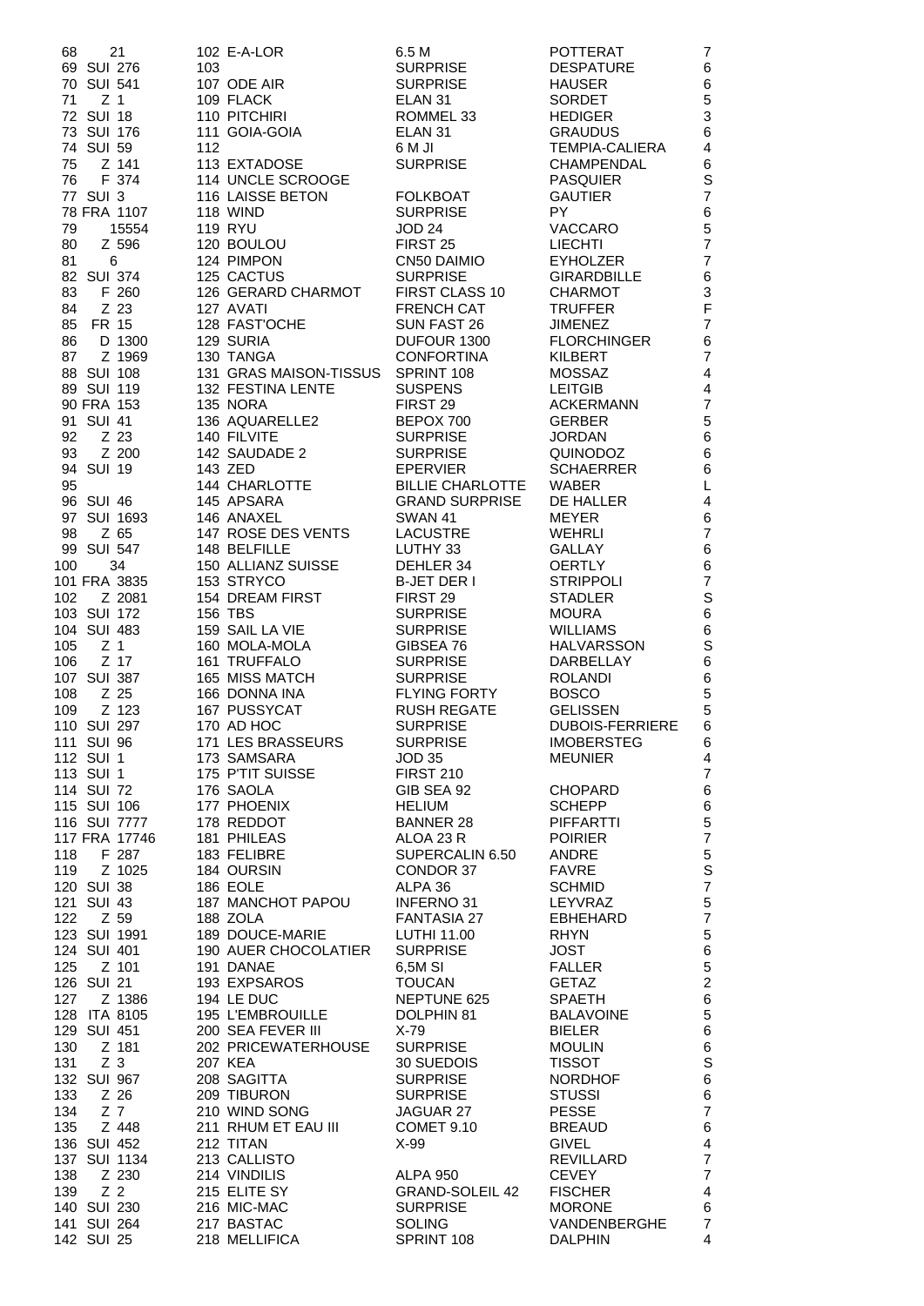| | | | | | | |
|---|---|---|---|---|---|---|
| 68 | 21 | 102 | E-A-LOR | 6.5 M | POTTERAT | 7 |
| 69 | SUI 276 | 103 | | SURPRISE | DESPATURE | 6 |
| 70 | SUI 541 | 107 | ODE AIR | SURPRISE | HAUSER | 6 |
| 71 | Z 1 | 109 | FLACK | ELAN 31 | SORDET | 5 |
| 72 | SUI 18 | 110 | PITCHIRI | ROMMEL 33 | HEDIGER | 3 |
| 73 | SUI 176 | 111 | GOIA-GOIA | ELAN 31 | GRAUDUS | 6 |
| 74 | SUI 59 | 112 | | 6 M JI | TEMPIA-CALIERA | 4 |
| 75 | Z 141 | 113 | EXTADOSE | SURPRISE | CHAMPENDAL | 6 |
| 76 | F 374 | 114 | UNCLE SCROOGE | | PASQUIER | S |
| 77 | SUI 3 | 116 | LAISSE BETON | FOLKBOAT | GAUTIER | 7 |
| 78 | FRA 1107 | 118 | WIND | SURPRISE | PY | 6 |
| 79 | 15554 | 119 | RYU | JOD 24 | VACCARO | 5 |
| 80 | Z 596 | 120 | BOULOU | FIRST 25 | LIECHTI | 7 |
| 81 | 6 | 124 | PIMPON | CN50 DAIMIO | EYHOLZER | 7 |
| 82 | SUI 374 | 125 | CACTUS | SURPRISE | GIRARDBILLE | 6 |
| 83 | F 260 | 126 | GERARD CHARMOT | FIRST CLASS 10 | CHARMOT | 3 |
| 84 | Z 23 | 127 | AVATI | FRENCH CAT | TRUFFER | F |
| 85 | FR 15 | 128 | FAST'OCHE | SUN FAST 26 | JIMENEZ | 7 |
| 86 | D 1300 | 129 | SURIA | DUFOUR 1300 | FLORCHINGER | 6 |
| 87 | Z 1969 | 130 | TANGA | CONFORTINA | KILBERT | 7 |
| 88 | SUI 108 | 131 | GRAS MAISON-TISSUS | SPRINT 108 | MOSSAZ | 4 |
| 89 | SUI 119 | 132 | FESTINA LENTE | SUSPENS | LEITGIB | 4 |
| 90 | FRA 153 | 135 | NORA | FIRST 29 | ACKERMANN | 7 |
| 91 | SUI 41 | 136 | AQUARELLE2 | BEPOX 700 | GERBER | 5 |
| 92 | Z 23 | 140 | FILVITE | SURPRISE | JORDAN | 6 |
| 93 | Z 200 | 142 | SAUDADE 2 | SURPRISE | QUINODOZ | 6 |
| 94 | SUI 19 | 143 | ZED | EPERVIER | SCHAERRER | 6 |
| 95 | | 144 | CHARLOTTE | BILLIE CHARLOTTE | WABER | L |
| 96 | SUI 46 | 145 | APSARA | GRAND SURPRISE | DE HALLER | 4 |
| 97 | SUI 1693 | 146 | ANAXEL | SWAN 41 | MEYER | 6 |
| 98 | Z 65 | 147 | ROSE DES VENTS | LACUSTRE | WEHRLI | 7 |
| 99 | SUI 547 | 148 | BELFILLE | LUTHY 33 | GALLAY | 6 |
| 100 | 34 | 150 | ALLIANZ SUISSE | DEHLER 34 | OERTLY | 6 |
| 101 | FRA 3835 | 153 | STRYCO | B-JET DER I | STRIPPOLI | 7 |
| 102 | Z 2081 | 154 | DREAM FIRST | FIRST 29 | STADLER | S |
| 103 | SUI 172 | 156 | TBS | SURPRISE | MOURA | 6 |
| 104 | SUI 483 | 159 | SAIL LA VIE | SURPRISE | WILLIAMS | 6 |
| 105 | Z 1 | 160 | MOLA-MOLA | GIBSEA 76 | HALVARSSON | S |
| 106 | Z 17 | 161 | TRUFFALO | SURPRISE | DARBELLAY | 6 |
| 107 | SUI 387 | 165 | MISS MATCH | SURPRISE | ROLANDI | 6 |
| 108 | Z 25 | 166 | DONNA INA | FLYING FORTY | BOSCO | 5 |
| 109 | Z 123 | 167 | PUSSYCAT | RUSH REGATE | GELISSEN | 5 |
| 110 | SUI 297 | 170 | AD HOC | SURPRISE | DUBOIS-FERRIERE | 6 |
| 111 | SUI 96 | 171 | LES BRASSEURS | SURPRISE | IMOBERSTEG | 6 |
| 112 | SUI 1 | 173 | SAMSARA | JOD 35 | MEUNIER | 4 |
| 113 | SUI 1 | 175 | P'TIT SUISSE | FIRST 210 | | 7 |
| 114 | SUI 72 | 176 | SAOLA | GIB SEA 92 | CHOPARD | 6 |
| 115 | SUI 106 | 177 | PHOENIX | HELIUM | SCHEPP | 6 |
| 116 | SUI 7777 | 178 | REDDOT | BANNER 28 | PIFFARTTI | 5 |
| 117 | FRA 17746 | 181 | PHILEAS | ALOA 23 R | POIRIER | 7 |
| 118 | F 287 | 183 | FELIBRE | SUPERCALIN 6.50 | ANDRE | 5 |
| 119 | Z 1025 | 184 | OURSIN | CONDOR 37 | FAVRE | S |
| 120 | SUI 38 | 186 | EOLE | ALPA 36 | SCHMID | 7 |
| 121 | SUI 43 | 187 | MANCHOT PAPOU | INFERNO 31 | LEYVRAZ | 5 |
| 122 | Z 59 | 188 | ZOLA | FANTASIA 27 | EBHEHARD | 7 |
| 123 | SUI 1991 | 189 | DOUCE-MARIE | LUTHI 11.00 | RHYN | 5 |
| 124 | SUI 401 | 190 | AUER CHOCOLATIER | SURPRISE | JOST | 6 |
| 125 | Z 101 | 191 | DANAE | 6,5M SI | FALLER | 5 |
| 126 | SUI 21 | 193 | EXPSAROS | TOUCAN | GETAZ | 2 |
| 127 | Z 1386 | 194 | LE DUC | NEPTUNE 625 | SPAETH | 6 |
| 128 | ITA 8105 | 195 | L'EMBROUILLE | DOLPHIN 81 | BALAVOINE | 5 |
| 129 | SUI 451 | 200 | SEA FEVER III | X-79 | BIELER | 6 |
| 130 | Z 181 | 202 | PRICEWATERHOUSE | SURPRISE | MOULIN | 6 |
| 131 | Z 3 | 207 | KEA | 30 SUEDOIS | TISSOT | S |
| 132 | SUI 967 | 208 | SAGITTA | SURPRISE | NORDHOF | 6 |
| 133 | Z 26 | 209 | TIBURON | SURPRISE | STUSSI | 6 |
| 134 | Z 7 | 210 | WIND SONG | JAGUAR 27 | PESSE | 7 |
| 135 | Z 448 | 211 | RHUM ET EAU III | COMET 9.10 | BREAUD | 6 |
| 136 | SUI 452 | 212 | TITAN | X-99 | GIVEL | 4 |
| 137 | SUI 1134 | 213 | CALLISTO | | REVILLARD | 7 |
| 138 | Z 230 | 214 | VINDILIS | ALPA 950 | CEVEY | 7 |
| 139 | Z 2 | 215 | ELITE SY | GRAND-SOLEIL 42 | FISCHER | 4 |
| 140 | SUI 230 | 216 | MIC-MAC | SURPRISE | MORONE | 6 |
| 141 | SUI 264 | 217 | BASTAC | SOLING | VANDENBERGHE | 7 |
| 142 | SUI 25 | 218 | MELLIFICA | SPRINT 108 | DALPHIN | 4 |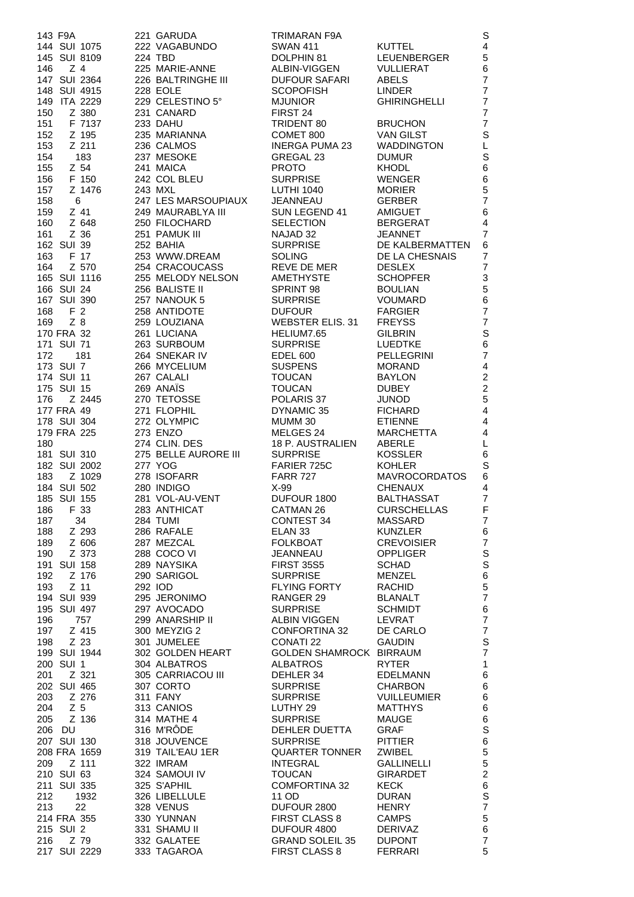| | | | | | |
|---|---|---|---|---|---|
| 143 | F9A | 221 GARUDA | TRIMARAN F9A | | S |
| 144 | SUI 1075 | 222 VAGABUNDO | SWAN 411 | KUTTEL | 4 |
| 145 | SUI 8109 | 224 TBD | DOLPHIN 81 | LEUENBERGER | 5 |
| 146 | Z 4 | 225 MARIE-ANNE | ALBIN-VIGGEN | VULLIERAT | 6 |
| 147 | SUI 2364 | 226 BALTRINGHE III | DUFOUR SAFARI | ABELS | 7 |
| 148 | SUI 4915 | 228 EOLE | SCOPOFISH | LINDER | 7 |
| 149 | ITA 2229 | 229 CELESTINO 5° | MJUNIOR | GHIRINGHELLI | 7 |
| 150 | Z 380 | 231 CANARD | FIRST 24 | | 7 |
| 151 | F 7137 | 233 DAHU | TRIDENT 80 | BRUCHON | 7 |
| 152 | Z 195 | 235 MARIANNA | COMET 800 | VAN GILST | S |
| 153 | Z 211 | 236 CALMOS | INERGA PUMA 23 | WADDINGTON | L |
| 154 | 183 | 237 MESOKE | GREGAL 23 | DUMUR | S |
| 155 | Z 54 | 241 MAICA | PROTO | KHODL | 6 |
| 156 | F 150 | 242 COL BLEU | SURPRISE | WENGER | 6 |
| 157 | Z 1476 | 243 MXL | LUTHI 1040 | MORIER | 5 |
| 158 | 6 | 247 LES MARSOUPIAUX | JEANNEAU | GERBER | 7 |
| 159 | Z 41 | 249 MAURABLYA III | SUN LEGEND 41 | AMIGUET | 6 |
| 160 | Z 648 | 250 FILOCHARD | SELECTION | BERGERAT | 4 |
| 161 | Z 36 | 251 PAMUK III | NAJAD 32 | JEANNET | 7 |
| 162 | SUI 39 | 252 BAHIA | SURPRISE | DE KALBERMATTEN | 6 |
| 163 | F 17 | 253 WWW.DREAM | SOLING | DE LA CHESNAIS | 7 |
| 164 | Z 570 | 254 CRACOUCASS | REVE DE MER | DESLEX | 7 |
| 165 | SUI 1116 | 255 MELODY NELSON | AMETHYSTE | SCHOPFER | 3 |
| 166 | SUI 24 | 256 BALISTE II | SPRINT 98 | BOULIAN | 5 |
| 167 | SUI 390 | 257 NANOUK 5 | SURPRISE | VOUMARD | 6 |
| 168 | F 2 | 258 ANTIDOTE | DUFOUR | FARGIER | 7 |
| 169 | Z 8 | 259 LOUZIANA | WEBSTER ELIS. 31 | FREYSS | 7 |
| 170 | FRA 32 | 261 LUCIANA | HELIUM7.65 | GILBRIN | S |
| 171 | SUI 71 | 263 SURBOUM | SURPRISE | LUEDTKE | 6 |
| 172 | 181 | 264 SNEKAR IV | EDEL 600 | PELLEGRINI | 7 |
| 173 | SUI 7 | 266 MYCELIUM | SUSPENS | MORAND | 4 |
| 174 | SUI 11 | 267 CALALI | TOUCAN | BAYLON | 2 |
| 175 | SUI 15 | 269 ANAÏS | TOUCAN | DUBEY | 2 |
| 176 | Z 2445 | 270 TETOSSE | POLARIS 37 | JUNOD | 5 |
| 177 | FRA 49 | 271 FLOPHIL | DYNAMIC 35 | FICHARD | 4 |
| 178 | SUI 304 | 272 OLYMPIC | MUMM 30 | ETIENNE | 4 |
| 179 | FRA 225 | 273 ENZO | MELGES 24 | MARCHETTA | 4 |
| 180 | | 274 CLIN. DES | 18 P. AUSTRALIEN | ABERLE | L |
| 181 | SUI 310 | 275 BELLE AURORE III | SURPRISE | KOSSLER | 6 |
| 182 | SUI 2002 | 277 YOG | FARIER 725C | KOHLER | S |
| 183 | Z 1029 | 278 ISOFARR | FARR 727 | MAVROCORDATOS | 6 |
| 184 | SUI 502 | 280 INDIGO | X-99 | CHENAUX | 4 |
| 185 | SUI 155 | 281 VOL-AU-VENT | DUFOUR 1800 | BALTHASSAT | 7 |
| 186 | F 33 | 283 ANTHICAT | CATMAN 26 | CURSCHELLAS | F |
| 187 | 34 | 284 TUMI | CONTEST 34 | MASSARD | 7 |
| 188 | Z 293 | 286 RAFALE | ELAN 33 | KUNZLER | 6 |
| 189 | Z 606 | 287 MEZCAL | FOLKBOAT | CREVOISIER | 7 |
| 190 | Z 373 | 288 COCO VI | JEANNEAU | OPPLIGER | S |
| 191 | SUI 158 | 289 NAYSIKA | FIRST 35S5 | SCHAD | S |
| 192 | Z 176 | 290 SARIGOL | SURPRISE | MENZEL | 6 |
| 193 | Z 11 | 292 IOD | FLYING FORTY | RACHID | 5 |
| 194 | SUI 939 | 295 JERONIMO | RANGER 29 | BLANALT | 7 |
| 195 | SUI 497 | 297 AVOCADO | SURPRISE | SCHMIDT | 6 |
| 196 | 757 | 299 ANARSHIP II | ALBIN VIGGEN | LEVRAT | 7 |
| 197 | Z 415 | 300 MEYZIG 2 | CONFORTINA 32 | DE CARLO | 7 |
| 198 | Z 23 | 301 JUMELEE | CONATI 22 | GAUDIN | S |
| 199 | SUI 1944 | 302 GOLDEN HEART | GOLDEN SHAMROCK | BIRRAUM | 7 |
| 200 | SUI 1 | 304 ALBATROS | ALBATROS | RYTER | 1 |
| 201 | Z 321 | 305 CARRIACOU III | DEHLER 34 | EDELMANN | 6 |
| 202 | SUI 465 | 307 CORTO | SURPRISE | CHARBON | 6 |
| 203 | Z 276 | 311 FANY | SURPRISE | VUILLEUMIER | 6 |
| 204 | Z 5 | 313 CANIOS | LUTHY 29 | MATTHYS | 6 |
| 205 | Z 136 | 314 MATHE 4 | SURPRISE | MAUGE | 6 |
| 206 | DU | 316 M'RÔDE | DEHLER DUETTA | GRAF | S |
| 207 | SUI 130 | 318 JOUVENCE | SURPRISE | PITTIER | 6 |
| 208 | FRA 1659 | 319 TAIL'EAU 1ER | QUARTER TONNER | ZWIBEL | 5 |
| 209 | Z 111 | 322 IMRAM | INTEGRAL | GALLINELLI | 5 |
| 210 | SUI 63 | 324 SAMOUI IV | TOUCAN | GIRARDET | 2 |
| 211 | SUI 335 | 325 S'APHIL | COMFORTINA 32 | KECK | 6 |
| 212 | 1932 | 326 LIBELLULE | 11 OD | DURAN | S |
| 213 | 22 | 328 VENUS | DUFOUR 2800 | HENRY | 7 |
| 214 | FRA 355 | 330 YUNNAN | FIRST CLASS 8 | CAMPS | 5 |
| 215 | SUI 2 | 331 SHAMU II | DUFOUR 4800 | DERIVAZ | 6 |
| 216 | Z 79 | 332 GALATEE | GRAND SOLEIL 35 | DUPONT | 7 |
| 217 | SUI 2229 | 333 TAGAROA | FIRST CLASS 8 | FERRARI | 5 |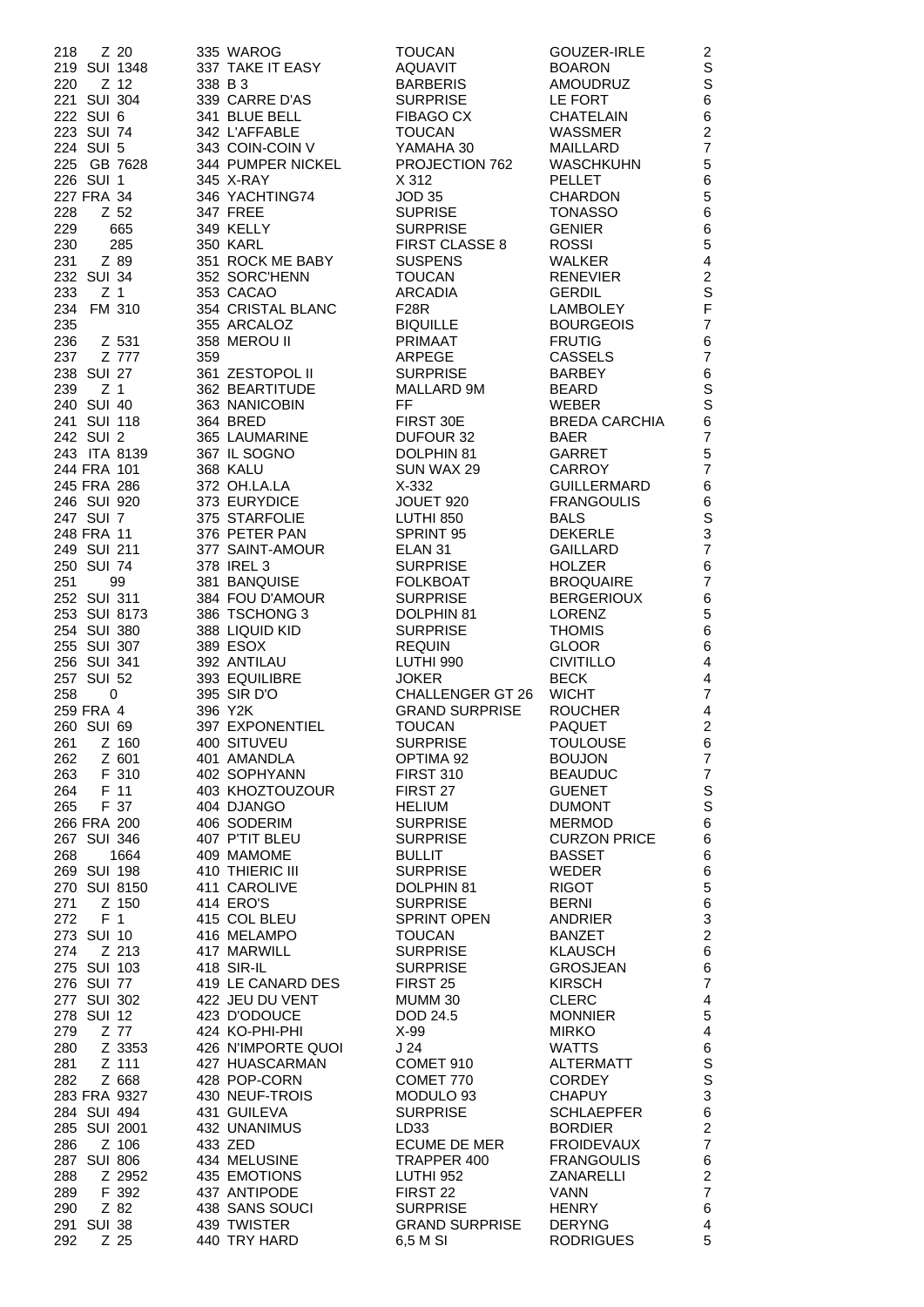| | | | | | |
|---|---|---|---|---|---|
| 218 | Z 20 | 335 WAROG | TOUCAN | GOUZER-IRLE | 2 |
| 219 | SUI 1348 | 337 TAKE IT EASY | AQUAVIT | BOARON | S |
| 220 | Z 12 | 338 B 3 | BARBERIS | AMOUDRUZ | S |
| 221 | SUI 304 | 339 CARRE D'AS | SURPRISE | LE FORT | 6 |
| 222 | SUI 6 | 341 BLUE BELL | FIBAGO CX | CHATELAIN | 6 |
| 223 | SUI 74 | 342 L'AFFABLE | TOUCAN | WASSMER | 2 |
| 224 | SUI 5 | 343 COIN-COIN V | YAMAHA 30 | MAILLARD | 7 |
| 225 | GB 7628 | 344 PUMPER NICKEL | PROJECTION 762 | WASCHKUHN | 5 |
| 226 | SUI 1 | 345 X-RAY | X 312 | PELLET | 6 |
| 227 | FRA 34 | 346 YACHTING74 | JOD 35 | CHARDON | 5 |
| 228 | Z 52 | 347 FREE | SUPRISE | TONASSO | 6 |
| 229 | 665 | 349 KELLY | SURPRISE | GENIER | 6 |
| 230 | 285 | 350 KARL | FIRST CLASSE 8 | ROSSI | 5 |
| 231 | Z 89 | 351 ROCK ME BABY | SUSPENS | WALKER | 4 |
| 232 | SUI 34 | 352 SORC'HENN | TOUCAN | RENEVIER | 2 |
| 233 | Z 1 | 353 CACAO | ARCADIA | GERDIL | S |
| 234 | FM 310 | 354 CRISTAL BLANC | F28R | LAMBOLEY | F |
| 235 | | 355 ARCALOZ | BIQUILLE | BOURGEOIS | 7 |
| 236 | Z 531 | 358 MEROU II | PRIMAAT | FRUTIG | 6 |
| 237 | Z 777 | 359 | ARPEGE | CASSELS | 7 |
| 238 | SUI 27 | 361 ZESTOPOL II | SURPRISE | BARBEY | 6 |
| 239 | Z 1 | 362 BEARTITUDE | MALLARD 9M | BEARD | S |
| 240 | SUI 40 | 363 NANICOBIN | FF | WEBER | S |
| 241 | SUI 118 | 364 BRED | FIRST 30E | BREDA CARCHIA | 6 |
| 242 | SUI 2 | 365 LAUMARINE | DUFOUR 32 | BAER | 7 |
| 243 | ITA 8139 | 367 IL SOGNO | DOLPHIN 81 | GARRET | 5 |
| 244 | FRA 101 | 368 KALU | SUN WAX 29 | CARROY | 7 |
| 245 | FRA 286 | 372 OH.LA.LA | X-332 | GUILLERMARD | 6 |
| 246 | SUI 920 | 373 EURYDICE | JOUET 920 | FRANGOULIS | 6 |
| 247 | SUI 7 | 375 STARFOLIE | LUTHI 850 | BALS | S |
| 248 | FRA 11 | 376 PETER PAN | SPRINT 95 | DEKERLE | 3 |
| 249 | SUI 211 | 377 SAINT-AMOUR | ELAN 31 | GAILLARD | 7 |
| 250 | SUI 74 | 378 IREL 3 | SURPRISE | HOLZER | 6 |
| 251 | 99 | 381 BANQUISE | FOLKBOAT | BROQUAIRE | 7 |
| 252 | SUI 311 | 384 FOU D'AMOUR | SURPRISE | BERGERIOUX | 6 |
| 253 | SUI 8173 | 386 TSCHONG 3 | DOLPHIN 81 | LORENZ | 5 |
| 254 | SUI 380 | 388 LIQUID KID | SURPRISE | THOMIS | 6 |
| 255 | SUI 307 | 389 ESOX | REQUIN | GLOOR | 6 |
| 256 | SUI 341 | 392 ANTILAU | LUTHI 990 | CIVITILLO | 4 |
| 257 | SUI 52 | 393 EQUILIBRE | JOKER | BECK | 4 |
| 258 | 0 | 395 SIR D'O | CHALLENGER GT 26 | WICHT | 7 |
| 259 | FRA 4 | 396 Y2K | GRAND SURPRISE | ROUCHER | 4 |
| 260 | SUI 69 | 397 EXPONENTIEL | TOUCAN | PAQUET | 2 |
| 261 | Z 160 | 400 SITUVEU | SURPRISE | TOULOUSE | 6 |
| 262 | Z 601 | 401 AMANDLA | OPTIMA 92 | BOUJON | 7 |
| 263 | F 310 | 402 SOPHYANN | FIRST 310 | BEAUDUC | 7 |
| 264 | F 11 | 403 KHOZTOUZOUR | FIRST 27 | GUENET | S |
| 265 | F 37 | 404 DJANGO | HELIUM | DUMONT | S |
| 266 | FRA 200 | 406 SODERIM | SURPRISE | MERMOD | 6 |
| 267 | SUI 346 | 407 P'TIT BLEU | SURPRISE | CURZON PRICE | 6 |
| 268 | 1664 | 409 MAMOME | BULLIT | BASSET | 6 |
| 269 | SUI 198 | 410 THIERIC III | SURPRISE | WEDER | 6 |
| 270 | SUI 8150 | 411 CAROLIVE | DOLPHIN 81 | RIGOT | 5 |
| 271 | Z 150 | 414 ERO'S | SURPRISE | BERNI | 6 |
| 272 | F 1 | 415 COL BLEU | SPRINT OPEN | ANDRIER | 3 |
| 273 | SUI 10 | 416 MELAMPO | TOUCAN | BANZET | 2 |
| 274 | Z 213 | 417 MARWILL | SURPRISE | KLAUSCH | 6 |
| 275 | SUI 103 | 418 SIR-IL | SURPRISE | GROSJEAN | 6 |
| 276 | SUI 77 | 419 LE CANARD DES | FIRST 25 | KIRSCH | 7 |
| 277 | SUI 302 | 422 JEU DU VENT | MUMM 30 | CLERC | 4 |
| 278 | SUI 12 | 423 D'ODOUCE | DOD 24.5 | MONNIER | 5 |
| 279 | Z 77 | 424 KO-PHI-PHI | X-99 | MIRKO | 4 |
| 280 | Z 3353 | 426 N'IMPORTE QUOI | J 24 | WATTS | 6 |
| 281 | Z 111 | 427 HUASCARMAN | COMET 910 | ALTERMATT | S |
| 282 | Z 668 | 428 POP-CORN | COMET 770 | CORDEY | S |
| 283 | FRA 9327 | 430 NEUF-TROIS | MODULO 93 | CHAPUY | 3 |
| 284 | SUI 494 | 431 GUILEVA | SURPRISE | SCHLAEPFER | 6 |
| 285 | SUI 2001 | 432 UNANIMUS | LD33 | BORDIER | 2 |
| 286 | Z 106 | 433 ZED | ECUME DE MER | FROIDEVAUX | 7 |
| 287 | SUI 806 | 434 MELUSINE | TRAPPER 400 | FRANGOULIS | 6 |
| 288 | Z 2952 | 435 EMOTIONS | LUTHI 952 | ZANARELLI | 2 |
| 289 | F 392 | 437 ANTIPODE | FIRST 22 | VANN | 7 |
| 290 | Z 82 | 438 SANS SOUCI | SURPRISE | HENRY | 6 |
| 291 | SUI 38 | 439 TWISTER | GRAND SURPRISE | DERYNG | 4 |
| 292 | Z 25 | 440 TRY HARD | 6,5 M SI | RODRIGUES | 5 |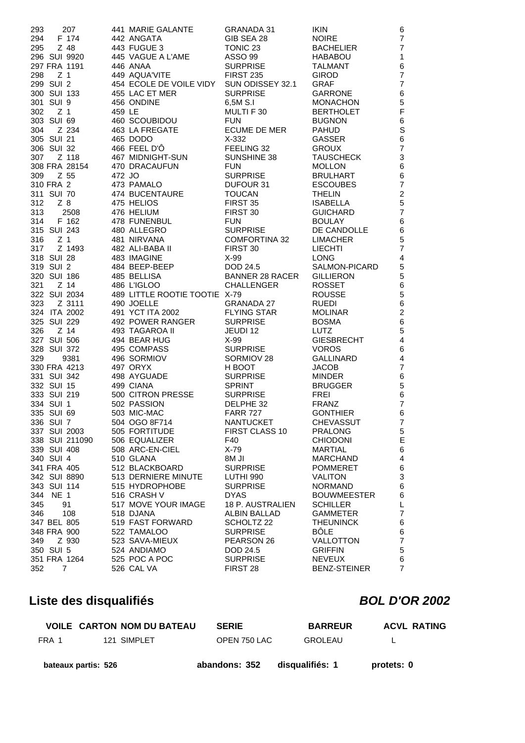| | | | | | | |
|---|---|---|---|---|---|---|
| 293 | 207 | 441 | MARIE GALANTE | GRANADA 31 | IKIN | 6 |
| 294 | F 174 | 442 | ANGATA | GIB SEA 28 | NOIRE | 7 |
| 295 | Z 48 | 443 | FUGUE 3 | TONIC 23 | BACHELIER | 7 |
| 296 | SUI 9920 | 445 | VAGUE A L'AME | ASSO 99 | HABABOU | 1 |
| 297 | FRA 1191 | 446 | ANAA | SURPRISE | TALMANT | 6 |
| 298 | Z 1 | 449 | AQUA'VITE | FIRST 235 | GIROD | 7 |
| 299 | SUI 2 | 454 | ECOLE DE VOILE VIDY | SUN ODISSEY 32.1 | GRAF | 7 |
| 300 | SUI 133 | 455 | LAC ET MER | SURPRISE | GARRONE | 6 |
| 301 | SUI 9 | 456 | ONDINE | 6,5M S.I | MONACHON | 5 |
| 302 | Z 1 | 459 | LE | MULTI F 30 | BERTHOLET | F |
| 303 | SUI 69 | 460 | SCOUBIDOU | FUN | BUGNON | 6 |
| 304 | Z 234 | 463 | LA FREGATE | ECUME DE MER | PAHUD | S |
| 305 | SUI 21 | 465 | DODO | X-332 | GASSER | 6 |
| 306 | SUI 32 | 466 | FEEL D'Ô | FEELING 32 | GROUX | 7 |
| 307 | Z 118 | 467 | MIDNIGHT-SUN | SUNSHINE 38 | TAUSCHECK | 3 |
| 308 | FRA 28154 | 470 | DRACAUFUN | FUN | MOLLON | 6 |
| 309 | Z 55 | 472 | JO | SURPRISE | BRULHART | 6 |
| 310 | FRA 2 | 473 | PAMALO | DUFOUR 31 | ESCOUBES | 7 |
| 311 | SUI 70 | 474 | BUCENTAURE | TOUCAN | THELIN | 2 |
| 312 | Z 8 | 475 | HELIOS | FIRST 35 | ISABELLA | 5 |
| 313 | 2508 | 476 | HELIUM | FIRST 30 | GUICHARD | 7 |
| 314 | F 162 | 478 | FUNENBUL | FUN | BOULAY | 6 |
| 315 | SUI 243 | 480 | ALLEGRO | SURPRISE | DE CANDOLLE | 6 |
| 316 | Z 1 | 481 | NIRVANA | COMFORTINA 32 | LIMACHER | 5 |
| 317 | Z 1493 | 482 | ALI-BABA II | FIRST 30 | LIECHTI | 7 |
| 318 | SUI 28 | 483 | IMAGINE | X-99 | LONG | 4 |
| 319 | SUI 2 | 484 | BEEP-BEEP | DOD 24.5 | SALMON-PICARD | 5 |
| 320 | SUI 186 | 485 | BELLISA | BANNER 28 RACER | GILLIERON | 5 |
| 321 | Z 14 | 486 | L'IGLOO | CHALLENGER | ROSSET | 6 |
| 322 | SUI 2034 | 489 | LITTLE ROOTIE TOOTIE | X-79 | ROUSSE | 5 |
| 323 | Z 3111 | 490 | JOELLE | GRANADA 27 | RUEDI | 6 |
| 324 | ITA 2002 | 491 | YCT ITA 2002 | FLYING STAR | MOLINAR | 2 |
| 325 | SUI 229 | 492 | POWER RANGER | SURPRISE | BOSMA | 6 |
| 326 | Z 14 | 493 | TAGAROA II | JEUDI 12 | LUTZ | 5 |
| 327 | SUI 506 | 494 | BEAR HUG | X-99 | GIESBRECHT | 4 |
| 328 | SUI 372 | 495 | COMPASS | SURPRISE | VOROS | 6 |
| 329 | 9381 | 496 | SORMIOV | SORMIOV 28 | GALLINARD | 4 |
| 330 | FRA 4213 | 497 | ORYX | H BOOT | JACOB | 7 |
| 331 | SUI 342 | 498 | AYGUADE | SURPRISE | MINDER | 6 |
| 332 | SUI 15 | 499 | CIANA | SPRINT | BRUGGER | 5 |
| 333 | SUI 219 | 500 | CITRON PRESSE | SURPRISE | FREI | 6 |
| 334 | SUI 1 | 502 | PASSION | DELPHE 32 | FRANZ | 7 |
| 335 | SUI 69 | 503 | MIC-MAC | FARR 727 | GONTHIER | 6 |
| 336 | SUI 7 | 504 | OGO 8F714 | NANTUCKET | CHEVASSUT | 7 |
| 337 | SUI 2003 | 505 | FORTITUDE | FIRST CLASS 10 | PRALONG | 5 |
| 338 | SUI 211090 | 506 | EQUALIZER | F40 | CHIODONI | E |
| 339 | SUI 408 | 508 | ARC-EN-CIEL | X-79 | MARTIAL | 6 |
| 340 | SUI 4 | 510 | GLANA | 8M JI | MARCHAND | 4 |
| 341 | FRA 405 | 512 | BLACKBOARD | SURPRISE | POMMERET | 6 |
| 342 | SUI 8890 | 513 | DERNIERE MINUTE | LUTHI 990 | VALITON | 3 |
| 343 | SUI 114 | 515 | HYDROPHOBE | SURPRISE | NORMAND | 6 |
| 344 | NE 1 | 516 | CRASH V | DYAS | BOUWMEESTER | 6 |
| 345 | 91 | 517 | MOVE YOUR IMAGE | 18 P. AUSTRALIEN | SCHILLER | L |
| 346 | 108 | 518 | DJANA | ALBIN BALLAD | GAMMETER | 7 |
| 347 | BEL 805 | 519 | FAST FORWARD | SCHOLTZ 22 | THEUNINCK | 6 |
| 348 | FRA 900 | 522 | TAMALOO | SURPRISE | BÔLE | 6 |
| 349 | Z 930 | 523 | SAVA-MIEUX | PEARSON 26 | VALLOTTON | 7 |
| 350 | SUI 5 | 524 | ANDIAMO | DOD 24.5 | GRIFFIN | 5 |
| 351 | FRA 1264 | 525 | POC A POC | SURPRISE | NEVEUX | 6 |
| 352 | 7 | 526 | CAL VA | FIRST 28 | BENZ-STEINER | 7 |

## Liste des disqualifiés

***BOL D'OR 2002***

| VOILE | CARTON | NOM DU BATEAU | SERIE | BARREUR | ACVL RATING |
|---|---|---|---|---|---|
| FRA 1 | 121 | SIMPLET | OPEN 750 LAC | GROLEAU | L |

**bateaux partis: 526** **abandons: 352** **disqualifiés: 1** **protets: 0**